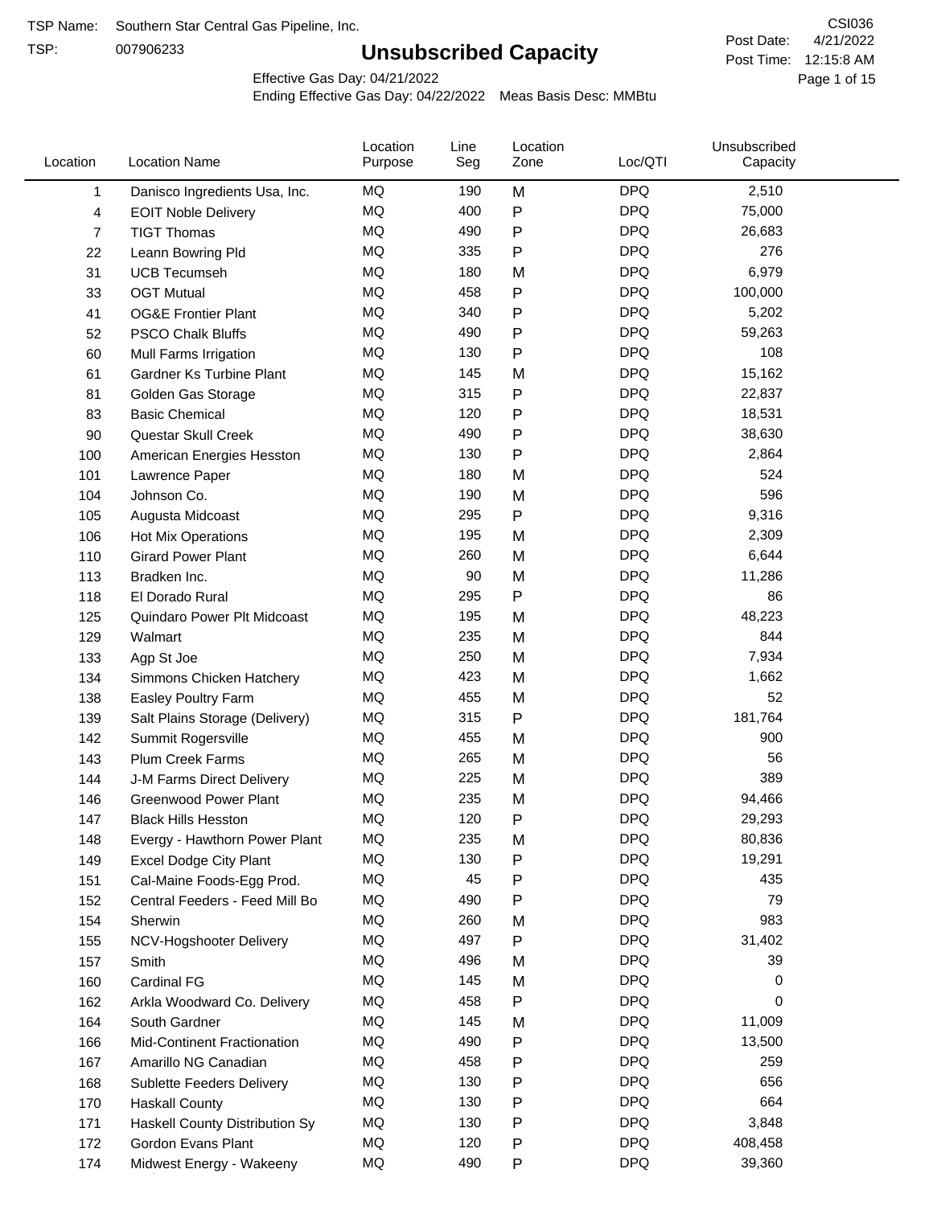TSP Name: Southern Star Central Gas Pipeline, Inc.

TSP: 007906233

# Unsubscribed Capacity

CSI036

Post Date: 4/21/2022

Post Time: 12:15:8 AM

Effective Gas Day: 04/21/2022

Ending Effective Gas Day: 04/22/2022 Meas Basis Desc: MMBtu

| Location | Location Name | Location Purpose | Line Seg | Location Zone | Loc/QTI | Unsubscribed Capacity |
|---|---|---|---|---|---|---|
| 1 | Danisco Ingredients Usa, Inc. | MQ | 190 | M | DPQ | 2,510 |
| 4 | EOIT Noble Delivery | MQ | 400 | P | DPQ | 75,000 |
| 7 | TIGT Thomas | MQ | 490 | P | DPQ | 26,683 |
| 22 | Leann Bowring Pld | MQ | 335 | P | DPQ | 276 |
| 31 | UCB Tecumseh | MQ | 180 | M | DPQ | 6,979 |
| 33 | OGT Mutual | MQ | 458 | P | DPQ | 100,000 |
| 41 | OG&E Frontier Plant | MQ | 340 | P | DPQ | 5,202 |
| 52 | PSCO Chalk Bluffs | MQ | 490 | P | DPQ | 59,263 |
| 60 | Mull Farms Irrigation | MQ | 130 | P | DPQ | 108 |
| 61 | Gardner Ks Turbine Plant | MQ | 145 | M | DPQ | 15,162 |
| 81 | Golden Gas Storage | MQ | 315 | P | DPQ | 22,837 |
| 83 | Basic Chemical | MQ | 120 | P | DPQ | 18,531 |
| 90 | Questar Skull Creek | MQ | 490 | P | DPQ | 38,630 |
| 100 | American Energies Hesston | MQ | 130 | P | DPQ | 2,864 |
| 101 | Lawrence Paper | MQ | 180 | M | DPQ | 524 |
| 104 | Johnson Co. | MQ | 190 | M | DPQ | 596 |
| 105 | Augusta Midcoast | MQ | 295 | P | DPQ | 9,316 |
| 106 | Hot Mix Operations | MQ | 195 | M | DPQ | 2,309 |
| 110 | Girard Power Plant | MQ | 260 | M | DPQ | 6,644 |
| 113 | Bradken Inc. | MQ | 90 | M | DPQ | 11,286 |
| 118 | El Dorado Rural | MQ | 295 | P | DPQ | 86 |
| 125 | Quindaro Power Plt Midcoast | MQ | 195 | M | DPQ | 48,223 |
| 129 | Walmart | MQ | 235 | M | DPQ | 844 |
| 133 | Agp St Joe | MQ | 250 | M | DPQ | 7,934 |
| 134 | Simmons Chicken Hatchery | MQ | 423 | M | DPQ | 1,662 |
| 138 | Easley Poultry Farm | MQ | 455 | M | DPQ | 52 |
| 139 | Salt Plains Storage (Delivery) | MQ | 315 | P | DPQ | 181,764 |
| 142 | Summit Rogersville | MQ | 455 | M | DPQ | 900 |
| 143 | Plum Creek Farms | MQ | 265 | M | DPQ | 56 |
| 144 | J-M Farms Direct Delivery | MQ | 225 | M | DPQ | 389 |
| 146 | Greenwood Power Plant | MQ | 235 | M | DPQ | 94,466 |
| 147 | Black Hills Hesston | MQ | 120 | P | DPQ | 29,293 |
| 148 | Evergy - Hawthorn Power Plant | MQ | 235 | M | DPQ | 80,836 |
| 149 | Excel Dodge City Plant | MQ | 130 | P | DPQ | 19,291 |
| 151 | Cal-Maine Foods-Egg Prod. | MQ | 45 | P | DPQ | 435 |
| 152 | Central Feeders - Feed Mill Bo | MQ | 490 | P | DPQ | 79 |
| 154 | Sherwin | MQ | 260 | M | DPQ | 983 |
| 155 | NCV-Hogshooter Delivery | MQ | 497 | P | DPQ | 31,402 |
| 157 | Smith | MQ | 496 | M | DPQ | 39 |
| 160 | Cardinal FG | MQ | 145 | M | DPQ | 0 |
| 162 | Arkla Woodward Co. Delivery | MQ | 458 | P | DPQ | 0 |
| 164 | South Gardner | MQ | 145 | M | DPQ | 11,009 |
| 166 | Mid-Continent Fractionation | MQ | 490 | P | DPQ | 13,500 |
| 167 | Amarillo NG Canadian | MQ | 458 | P | DPQ | 259 |
| 168 | Sublette Feeders Delivery | MQ | 130 | P | DPQ | 656 |
| 170 | Haskall County | MQ | 130 | P | DPQ | 664 |
| 171 | Haskall County Distribution Sy | MQ | 130 | P | DPQ | 3,848 |
| 172 | Gordon Evans Plant | MQ | 120 | P | DPQ | 408,458 |
| 174 | Midwest Energy - Wakeeny | MQ | 490 | P | DPQ | 39,360 |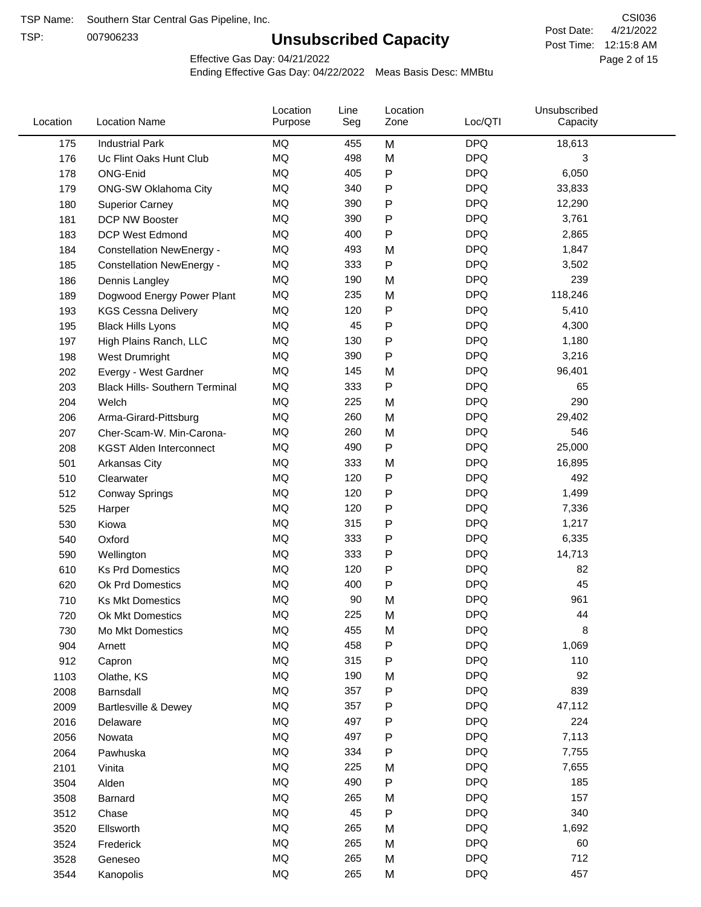TSP Name: Southern Star Central Gas Pipeline, Inc.

TSP: 007906233

# Unsubscribed Capacity

CSI036

Post Date: 4/21/2022

Post Time: 12:15:8 AM

Effective Gas Day: 04/21/2022

Ending Effective Gas Day: 04/22/2022 Meas Basis Desc: MMBtu

| Location | Location Name | Location Purpose | Line Seg | Location Zone | Loc/QTI | Unsubscribed Capacity |
|---|---|---|---|---|---|---|
| 175 | Industrial Park | MQ | 455 | M | DPQ | 18,613 |
| 176 | Uc Flint Oaks Hunt Club | MQ | 498 | M | DPQ | 3 |
| 178 | ONG-Enid | MQ | 405 | P | DPQ | 6,050 |
| 179 | ONG-SW Oklahoma City | MQ | 340 | P | DPQ | 33,833 |
| 180 | Superior Carney | MQ | 390 | P | DPQ | 12,290 |
| 181 | DCP NW Booster | MQ | 390 | P | DPQ | 3,761 |
| 183 | DCP West Edmond | MQ | 400 | P | DPQ | 2,865 |
| 184 | Constellation NewEnergy - | MQ | 493 | M | DPQ | 1,847 |
| 185 | Constellation NewEnergy - | MQ | 333 | P | DPQ | 3,502 |
| 186 | Dennis Langley | MQ | 190 | M | DPQ | 239 |
| 189 | Dogwood Energy Power Plant | MQ | 235 | M | DPQ | 118,246 |
| 193 | KGS Cessna Delivery | MQ | 120 | P | DPQ | 5,410 |
| 195 | Black Hills Lyons | MQ | 45 | P | DPQ | 4,300 |
| 197 | High Plains Ranch, LLC | MQ | 130 | P | DPQ | 1,180 |
| 198 | West Drumright | MQ | 390 | P | DPQ | 3,216 |
| 202 | Evergy - West Gardner | MQ | 145 | M | DPQ | 96,401 |
| 203 | Black Hills- Southern Terminal | MQ | 333 | P | DPQ | 65 |
| 204 | Welch | MQ | 225 | M | DPQ | 290 |
| 206 | Arma-Girard-Pittsburg | MQ | 260 | M | DPQ | 29,402 |
| 207 | Cher-Scam-W. Min-Carona- | MQ | 260 | M | DPQ | 546 |
| 208 | KGST Alden Interconnect | MQ | 490 | P | DPQ | 25,000 |
| 501 | Arkansas City | MQ | 333 | M | DPQ | 16,895 |
| 510 | Clearwater | MQ | 120 | P | DPQ | 492 |
| 512 | Conway Springs | MQ | 120 | P | DPQ | 1,499 |
| 525 | Harper | MQ | 120 | P | DPQ | 7,336 |
| 530 | Kiowa | MQ | 315 | P | DPQ | 1,217 |
| 540 | Oxford | MQ | 333 | P | DPQ | 6,335 |
| 590 | Wellington | MQ | 333 | P | DPQ | 14,713 |
| 610 | Ks Prd Domestics | MQ | 120 | P | DPQ | 82 |
| 620 | Ok Prd Domestics | MQ | 400 | P | DPQ | 45 |
| 710 | Ks Mkt Domestics | MQ | 90 | M | DPQ | 961 |
| 720 | Ok Mkt Domestics | MQ | 225 | M | DPQ | 44 |
| 730 | Mo Mkt Domestics | MQ | 455 | M | DPQ | 8 |
| 904 | Arnett | MQ | 458 | P | DPQ | 1,069 |
| 912 | Capron | MQ | 315 | P | DPQ | 110 |
| 1103 | Olathe, KS | MQ | 190 | M | DPQ | 92 |
| 2008 | Barnsdall | MQ | 357 | P | DPQ | 839 |
| 2009 | Bartlesville & Dewey | MQ | 357 | P | DPQ | 47,112 |
| 2016 | Delaware | MQ | 497 | P | DPQ | 224 |
| 2056 | Nowata | MQ | 497 | P | DPQ | 7,113 |
| 2064 | Pawhuska | MQ | 334 | P | DPQ | 7,755 |
| 2101 | Vinita | MQ | 225 | M | DPQ | 7,655 |
| 3504 | Alden | MQ | 490 | P | DPQ | 185 |
| 3508 | Barnard | MQ | 265 | M | DPQ | 157 |
| 3512 | Chase | MQ | 45 | P | DPQ | 340 |
| 3520 | Ellsworth | MQ | 265 | M | DPQ | 1,692 |
| 3524 | Frederick | MQ | 265 | M | DPQ | 60 |
| 3528 | Geneseo | MQ | 265 | M | DPQ | 712 |
| 3544 | Kanopolis | MQ | 265 | M | DPQ | 457 |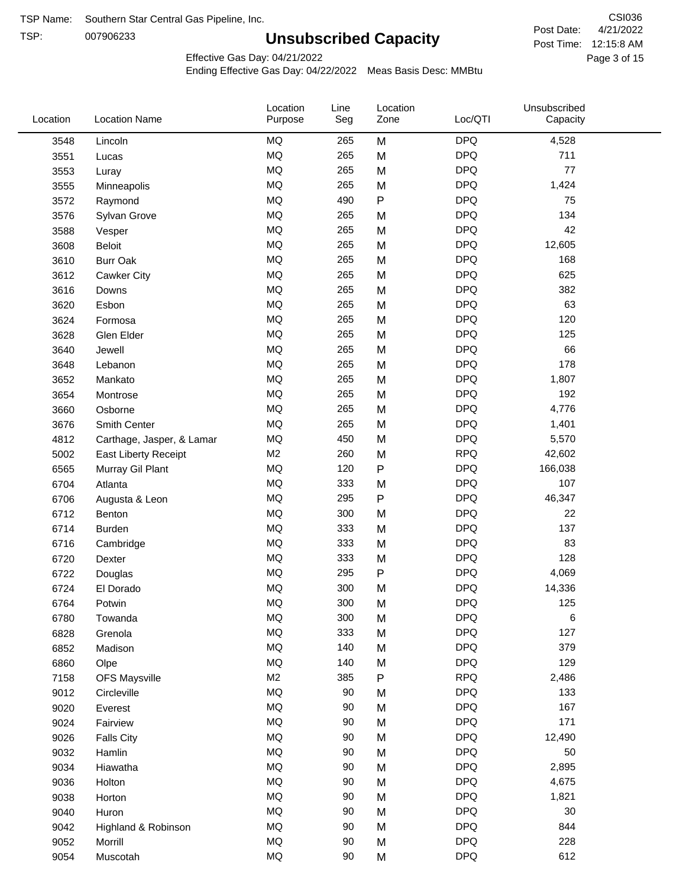TSP Name: Southern Star Central Gas Pipeline, Inc.

TSP: 007906233

# Unsubscribed Capacity

CSI036

Post Date: 4/21/2022

Post Time: 12:15:8 AM

Effective Gas Day: 04/21/2022

Ending Effective Gas Day: 04/22/2022 Meas Basis Desc: MMBtu

| Location | Location Name | Location Purpose | Line Seg | Location Zone | Loc/QTI | Unsubscribed Capacity |
|---|---|---|---|---|---|---|
| 3548 | Lincoln | MQ | 265 | M | DPQ | 4,528 |
| 3551 | Lucas | MQ | 265 | M | DPQ | 711 |
| 3553 | Luray | MQ | 265 | M | DPQ | 77 |
| 3555 | Minneapolis | MQ | 265 | M | DPQ | 1,424 |
| 3572 | Raymond | MQ | 490 | P | DPQ | 75 |
| 3576 | Sylvan Grove | MQ | 265 | M | DPQ | 134 |
| 3588 | Vesper | MQ | 265 | M | DPQ | 42 |
| 3608 | Beloit | MQ | 265 | M | DPQ | 12,605 |
| 3610 | Burr Oak | MQ | 265 | M | DPQ | 168 |
| 3612 | Cawker City | MQ | 265 | M | DPQ | 625 |
| 3616 | Downs | MQ | 265 | M | DPQ | 382 |
| 3620 | Esbon | MQ | 265 | M | DPQ | 63 |
| 3624 | Formosa | MQ | 265 | M | DPQ | 120 |
| 3628 | Glen Elder | MQ | 265 | M | DPQ | 125 |
| 3640 | Jewell | MQ | 265 | M | DPQ | 66 |
| 3648 | Lebanon | MQ | 265 | M | DPQ | 178 |
| 3652 | Mankato | MQ | 265 | M | DPQ | 1,807 |
| 3654 | Montrose | MQ | 265 | M | DPQ | 192 |
| 3660 | Osborne | MQ | 265 | M | DPQ | 4,776 |
| 3676 | Smith Center | MQ | 265 | M | DPQ | 1,401 |
| 4812 | Carthage, Jasper, & Lamar | MQ | 450 | M | DPQ | 5,570 |
| 5002 | East Liberty Receipt | M2 | 260 | M | RPQ | 42,602 |
| 6565 | Murray Gil Plant | MQ | 120 | P | DPQ | 166,038 |
| 6704 | Atlanta | MQ | 333 | M | DPQ | 107 |
| 6706 | Augusta & Leon | MQ | 295 | P | DPQ | 46,347 |
| 6712 | Benton | MQ | 300 | M | DPQ | 22 |
| 6714 | Burden | MQ | 333 | M | DPQ | 137 |
| 6716 | Cambridge | MQ | 333 | M | DPQ | 83 |
| 6720 | Dexter | MQ | 333 | M | DPQ | 128 |
| 6722 | Douglas | MQ | 295 | P | DPQ | 4,069 |
| 6724 | El Dorado | MQ | 300 | M | DPQ | 14,336 |
| 6764 | Potwin | MQ | 300 | M | DPQ | 125 |
| 6780 | Towanda | MQ | 300 | M | DPQ | 6 |
| 6828 | Grenola | MQ | 333 | M | DPQ | 127 |
| 6852 | Madison | MQ | 140 | M | DPQ | 379 |
| 6860 | Olpe | MQ | 140 | M | DPQ | 129 |
| 7158 | OFS Maysville | M2 | 385 | P | RPQ | 2,486 |
| 9012 | Circleville | MQ | 90 | M | DPQ | 133 |
| 9020 | Everest | MQ | 90 | M | DPQ | 167 |
| 9024 | Fairview | MQ | 90 | M | DPQ | 171 |
| 9026 | Falls City | MQ | 90 | M | DPQ | 12,490 |
| 9032 | Hamlin | MQ | 90 | M | DPQ | 50 |
| 9034 | Hiawatha | MQ | 90 | M | DPQ | 2,895 |
| 9036 | Holton | MQ | 90 | M | DPQ | 4,675 |
| 9038 | Horton | MQ | 90 | M | DPQ | 1,821 |
| 9040 | Huron | MQ | 90 | M | DPQ | 30 |
| 9042 | Highland & Robinson | MQ | 90 | M | DPQ | 844 |
| 9052 | Morrill | MQ | 90 | M | DPQ | 228 |
| 9054 | Muscotah | MQ | 90 | M | DPQ | 612 |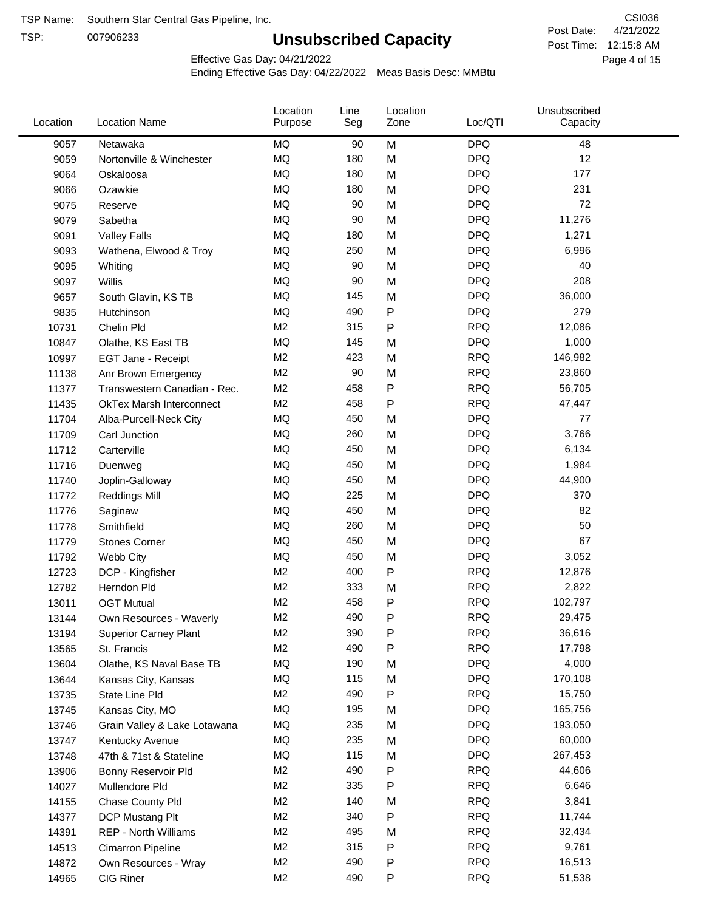TSP Name: Southern Star Central Gas Pipeline, Inc.

TSP: 007906233

# Unsubscribed Capacity

CSI036

Post Date: 4/21/2022

Post Time: 12:15:8 AM

Effective Gas Day: 04/21/2022

Ending Effective Gas Day: 04/22/2022 Meas Basis Desc: MMBtu

| Location | Location Name | Location Purpose | Line Seg | Location Zone | Loc/QTI | Unsubscribed Capacity |
|---|---|---|---|---|---|---|
| 9057 | Netawaka | MQ | 90 | M | DPQ | 48 |
| 9059 | Nortonville & Winchester | MQ | 180 | M | DPQ | 12 |
| 9064 | Oskaloosa | MQ | 180 | M | DPQ | 177 |
| 9066 | Ozawkie | MQ | 180 | M | DPQ | 231 |
| 9075 | Reserve | MQ | 90 | M | DPQ | 72 |
| 9079 | Sabetha | MQ | 90 | M | DPQ | 11,276 |
| 9091 | Valley Falls | MQ | 180 | M | DPQ | 1,271 |
| 9093 | Wathena, Elwood & Troy | MQ | 250 | M | DPQ | 6,996 |
| 9095 | Whiting | MQ | 90 | M | DPQ | 40 |
| 9097 | Willis | MQ | 90 | M | DPQ | 208 |
| 9657 | South Glavin, KS TB | MQ | 145 | M | DPQ | 36,000 |
| 9835 | Hutchinson | MQ | 490 | P | DPQ | 279 |
| 10731 | Chelin Pld | M2 | 315 | P | RPQ | 12,086 |
| 10847 | Olathe, KS East TB | MQ | 145 | M | DPQ | 1,000 |
| 10997 | EGT Jane - Receipt | M2 | 423 | M | RPQ | 146,982 |
| 11138 | Anr Brown Emergency | M2 | 90 | M | RPQ | 23,860 |
| 11377 | Transwestern Canadian - Rec. | M2 | 458 | P | RPQ | 56,705 |
| 11435 | OkTex Marsh Interconnect | M2 | 458 | P | RPQ | 47,447 |
| 11704 | Alba-Purcell-Neck City | MQ | 450 | M | DPQ | 77 |
| 11709 | Carl Junction | MQ | 260 | M | DPQ | 3,766 |
| 11712 | Carterville | MQ | 450 | M | DPQ | 6,134 |
| 11716 | Duenweg | MQ | 450 | M | DPQ | 1,984 |
| 11740 | Joplin-Galloway | MQ | 450 | M | DPQ | 44,900 |
| 11772 | Reddings Mill | MQ | 225 | M | DPQ | 370 |
| 11776 | Saginaw | MQ | 450 | M | DPQ | 82 |
| 11778 | Smithfield | MQ | 260 | M | DPQ | 50 |
| 11779 | Stones Corner | MQ | 450 | M | DPQ | 67 |
| 11792 | Webb City | MQ | 450 | M | DPQ | 3,052 |
| 12723 | DCP - Kingfisher | M2 | 400 | P | RPQ | 12,876 |
| 12782 | Herndon Pld | M2 | 333 | M | RPQ | 2,822 |
| 13011 | OGT Mutual | M2 | 458 | P | RPQ | 102,797 |
| 13144 | Own Resources - Waverly | M2 | 490 | P | RPQ | 29,475 |
| 13194 | Superior Carney Plant | M2 | 390 | P | RPQ | 36,616 |
| 13565 | St. Francis | M2 | 490 | P | RPQ | 17,798 |
| 13604 | Olathe, KS Naval Base TB | MQ | 190 | M | DPQ | 4,000 |
| 13644 | Kansas City, Kansas | MQ | 115 | M | DPQ | 170,108 |
| 13735 | State Line Pld | M2 | 490 | P | RPQ | 15,750 |
| 13745 | Kansas City, MO | MQ | 195 | M | DPQ | 165,756 |
| 13746 | Grain Valley & Lake Lotawana | MQ | 235 | M | DPQ | 193,050 |
| 13747 | Kentucky Avenue | MQ | 235 | M | DPQ | 60,000 |
| 13748 | 47th & 71st & Stateline | MQ | 115 | M | DPQ | 267,453 |
| 13906 | Bonny Reservoir Pld | M2 | 490 | P | RPQ | 44,606 |
| 14027 | Mullendore Pld | M2 | 335 | P | RPQ | 6,646 |
| 14155 | Chase County Pld | M2 | 140 | M | RPQ | 3,841 |
| 14377 | DCP Mustang Plt | M2 | 340 | P | RPQ | 11,744 |
| 14391 | REP - North Williams | M2 | 495 | M | RPQ | 32,434 |
| 14513 | Cimarron Pipeline | M2 | 315 | P | RPQ | 9,761 |
| 14872 | Own Resources - Wray | M2 | 490 | P | RPQ | 16,513 |
| 14965 | CIG Riner | M2 | 490 | P | RPQ | 51,538 |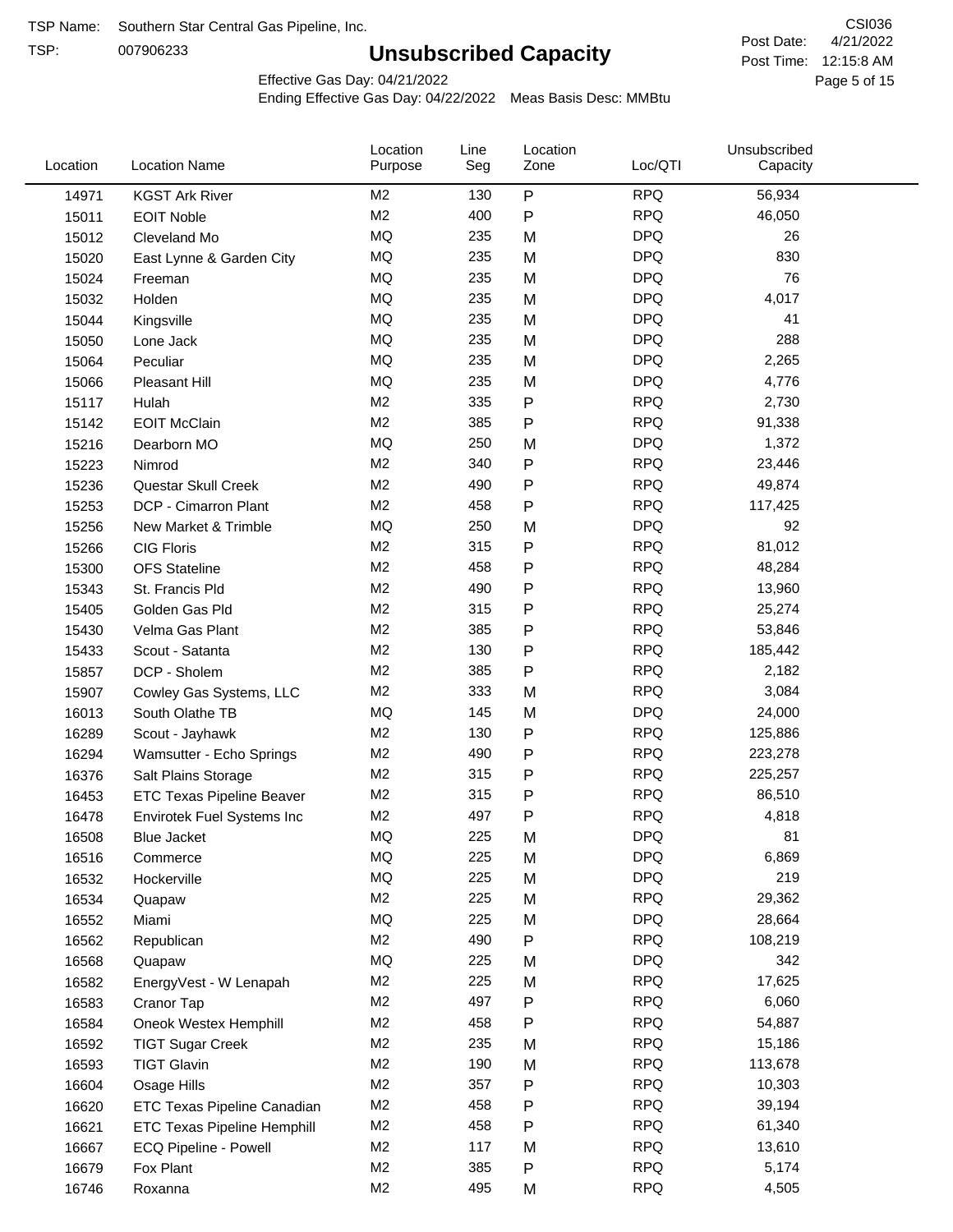TSP Name: Southern Star Central Gas Pipeline, Inc.

TSP: 007906233

# Unsubscribed Capacity

CSI036

Post Date: 4/21/2022

Post Time: 12:15:8 AM

Effective Gas Day: 04/21/2022

Ending Effective Gas Day: 04/22/2022 Meas Basis Desc: MMBtu

| Location | Location Name | Location Purpose | Line Seg | Location Zone | Loc/QTI | Unsubscribed Capacity |
|---|---|---|---|---|---|---|
| 14971 | KGST Ark River | M2 | 130 | P | RPQ | 56,934 |
| 15011 | EOIT Noble | M2 | 400 | P | RPQ | 46,050 |
| 15012 | Cleveland Mo | MQ | 235 | M | DPQ | 26 |
| 15020 | East Lynne & Garden City | MQ | 235 | M | DPQ | 830 |
| 15024 | Freeman | MQ | 235 | M | DPQ | 76 |
| 15032 | Holden | MQ | 235 | M | DPQ | 4,017 |
| 15044 | Kingsville | MQ | 235 | M | DPQ | 41 |
| 15050 | Lone Jack | MQ | 235 | M | DPQ | 288 |
| 15064 | Peculiar | MQ | 235 | M | DPQ | 2,265 |
| 15066 | Pleasant Hill | MQ | 235 | M | DPQ | 4,776 |
| 15117 | Hulah | M2 | 335 | P | RPQ | 2,730 |
| 15142 | EOIT McClain | M2 | 385 | P | RPQ | 91,338 |
| 15216 | Dearborn MO | MQ | 250 | M | DPQ | 1,372 |
| 15223 | Nimrod | M2 | 340 | P | RPQ | 23,446 |
| 15236 | Questar Skull Creek | M2 | 490 | P | RPQ | 49,874 |
| 15253 | DCP - Cimarron Plant | M2 | 458 | P | RPQ | 117,425 |
| 15256 | New Market & Trimble | MQ | 250 | M | DPQ | 92 |
| 15266 | CIG Floris | M2 | 315 | P | RPQ | 81,012 |
| 15300 | OFS Stateline | M2 | 458 | P | RPQ | 48,284 |
| 15343 | St. Francis Pld | M2 | 490 | P | RPQ | 13,960 |
| 15405 | Golden Gas Pld | M2 | 315 | P | RPQ | 25,274 |
| 15430 | Velma Gas Plant | M2 | 385 | P | RPQ | 53,846 |
| 15433 | Scout - Satanta | M2 | 130 | P | RPQ | 185,442 |
| 15857 | DCP - Sholem | M2 | 385 | P | RPQ | 2,182 |
| 15907 | Cowley Gas Systems, LLC | M2 | 333 | M | RPQ | 3,084 |
| 16013 | South Olathe TB | MQ | 145 | M | DPQ | 24,000 |
| 16289 | Scout - Jayhawk | M2 | 130 | P | RPQ | 125,886 |
| 16294 | Wamsutter - Echo Springs | M2 | 490 | P | RPQ | 223,278 |
| 16376 | Salt Plains Storage | M2 | 315 | P | RPQ | 225,257 |
| 16453 | ETC Texas Pipeline Beaver | M2 | 315 | P | RPQ | 86,510 |
| 16478 | Envirotek Fuel Systems Inc | M2 | 497 | P | RPQ | 4,818 |
| 16508 | Blue Jacket | MQ | 225 | M | DPQ | 81 |
| 16516 | Commerce | MQ | 225 | M | DPQ | 6,869 |
| 16532 | Hockerville | MQ | 225 | M | DPQ | 219 |
| 16534 | Quapaw | M2 | 225 | M | RPQ | 29,362 |
| 16552 | Miami | MQ | 225 | M | DPQ | 28,664 |
| 16562 | Republican | M2 | 490 | P | RPQ | 108,219 |
| 16568 | Quapaw | MQ | 225 | M | DPQ | 342 |
| 16582 | EnergyVest - W Lenapah | M2 | 225 | M | RPQ | 17,625 |
| 16583 | Cranor Tap | M2 | 497 | P | RPQ | 6,060 |
| 16584 | Oneok Westex Hemphill | M2 | 458 | P | RPQ | 54,887 |
| 16592 | TIGT Sugar Creek | M2 | 235 | M | RPQ | 15,186 |
| 16593 | TIGT Glavin | M2 | 190 | M | RPQ | 113,678 |
| 16604 | Osage Hills | M2 | 357 | P | RPQ | 10,303 |
| 16620 | ETC Texas Pipeline Canadian | M2 | 458 | P | RPQ | 39,194 |
| 16621 | ETC Texas Pipeline Hemphill | M2 | 458 | P | RPQ | 61,340 |
| 16667 | ECQ Pipeline - Powell | M2 | 117 | M | RPQ | 13,610 |
| 16679 | Fox Plant | M2 | 385 | P | RPQ | 5,174 |
| 16746 | Roxanna | M2 | 495 | M | RPQ | 4,505 |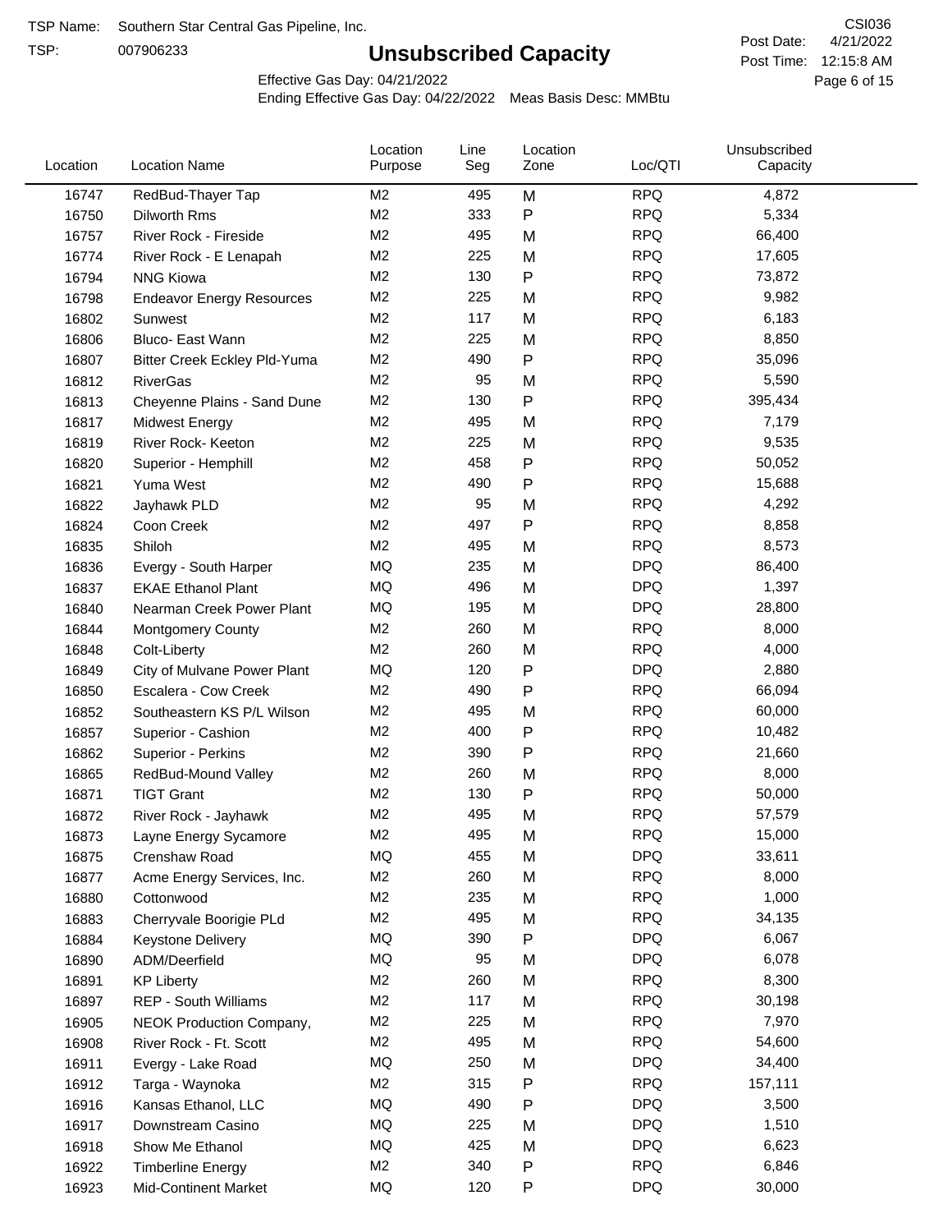TSP Name: Southern Star Central Gas Pipeline, Inc.

TSP: 007906233

# Unsubscribed Capacity

CSI036

Post Date: 4/21/2022

Post Time: 12:15:8 AM

Effective Gas Day: 04/21/2022

Ending Effective Gas Day: 04/22/2022 Meas Basis Desc: MMBtu

| Location | Location Name | Location Purpose | Line Seg | Location Zone | Loc/QTI | Unsubscribed Capacity |
|---|---|---|---|---|---|---|
| 16747 | RedBud-Thayer Tap | M2 | 495 | M | RPQ | 4,872 |
| 16750 | Dilworth Rms | M2 | 333 | P | RPQ | 5,334 |
| 16757 | River Rock - Fireside | M2 | 495 | M | RPQ | 66,400 |
| 16774 | River Rock - E Lenapah | M2 | 225 | M | RPQ | 17,605 |
| 16794 | NNG Kiowa | M2 | 130 | P | RPQ | 73,872 |
| 16798 | Endeavor Energy Resources | M2 | 225 | M | RPQ | 9,982 |
| 16802 | Sunwest | M2 | 117 | M | RPQ | 6,183 |
| 16806 | Bluco- East Wann | M2 | 225 | M | RPQ | 8,850 |
| 16807 | Bitter Creek Eckley Pld-Yuma | M2 | 490 | P | RPQ | 35,096 |
| 16812 | RiverGas | M2 | 95 | M | RPQ | 5,590 |
| 16813 | Cheyenne Plains - Sand Dune | M2 | 130 | P | RPQ | 395,434 |
| 16817 | Midwest Energy | M2 | 495 | M | RPQ | 7,179 |
| 16819 | River Rock- Keeton | M2 | 225 | M | RPQ | 9,535 |
| 16820 | Superior - Hemphill | M2 | 458 | P | RPQ | 50,052 |
| 16821 | Yuma West | M2 | 490 | P | RPQ | 15,688 |
| 16822 | Jayhawk PLD | M2 | 95 | M | RPQ | 4,292 |
| 16824 | Coon Creek | M2 | 497 | P | RPQ | 8,858 |
| 16835 | Shiloh | M2 | 495 | M | RPQ | 8,573 |
| 16836 | Evergy - South Harper | MQ | 235 | M | DPQ | 86,400 |
| 16837 | EKAE Ethanol Plant | MQ | 496 | M | DPQ | 1,397 |
| 16840 | Nearman Creek Power Plant | MQ | 195 | M | DPQ | 28,800 |
| 16844 | Montgomery County | M2 | 260 | M | RPQ | 8,000 |
| 16848 | Colt-Liberty | M2 | 260 | M | RPQ | 4,000 |
| 16849 | City of Mulvane Power Plant | MQ | 120 | P | DPQ | 2,880 |
| 16850 | Escalera - Cow Creek | M2 | 490 | P | RPQ | 66,094 |
| 16852 | Southeastern KS P/L Wilson | M2 | 495 | M | RPQ | 60,000 |
| 16857 | Superior - Cashion | M2 | 400 | P | RPQ | 10,482 |
| 16862 | Superior - Perkins | M2 | 390 | P | RPQ | 21,660 |
| 16865 | RedBud-Mound Valley | M2 | 260 | M | RPQ | 8,000 |
| 16871 | TIGT Grant | M2 | 130 | P | RPQ | 50,000 |
| 16872 | River Rock - Jayhawk | M2 | 495 | M | RPQ | 57,579 |
| 16873 | Layne Energy Sycamore | M2 | 495 | M | RPQ | 15,000 |
| 16875 | Crenshaw Road | MQ | 455 | M | DPQ | 33,611 |
| 16877 | Acme Energy Services, Inc. | M2 | 260 | M | RPQ | 8,000 |
| 16880 | Cottonwood | M2 | 235 | M | RPQ | 1,000 |
| 16883 | Cherryvale Boorigie PLd | M2 | 495 | M | RPQ | 34,135 |
| 16884 | Keystone Delivery | MQ | 390 | P | DPQ | 6,067 |
| 16890 | ADM/Deerfield | MQ | 95 | M | DPQ | 6,078 |
| 16891 | KP Liberty | M2 | 260 | M | RPQ | 8,300 |
| 16897 | REP - South Williams | M2 | 117 | M | RPQ | 30,198 |
| 16905 | NEOK Production Company, | M2 | 225 | M | RPQ | 7,970 |
| 16908 | River Rock - Ft. Scott | M2 | 495 | M | RPQ | 54,600 |
| 16911 | Evergy - Lake Road | MQ | 250 | M | DPQ | 34,400 |
| 16912 | Targa - Waynoka | M2 | 315 | P | RPQ | 157,111 |
| 16916 | Kansas Ethanol, LLC | MQ | 490 | P | DPQ | 3,500 |
| 16917 | Downstream Casino | MQ | 225 | M | DPQ | 1,510 |
| 16918 | Show Me Ethanol | MQ | 425 | M | DPQ | 6,623 |
| 16922 | Timberline Energy | M2 | 340 | P | RPQ | 6,846 |
| 16923 | Mid-Continent Market | MQ | 120 | P | DPQ | 30,000 |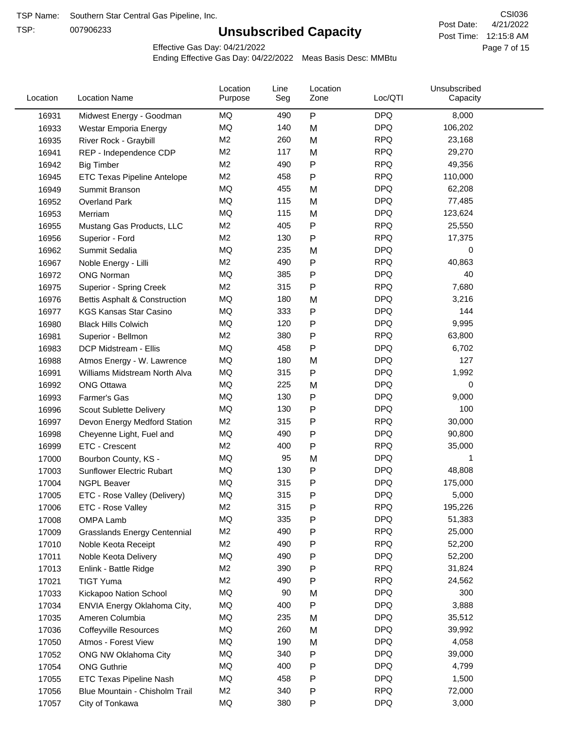TSP Name: Southern Star Central Gas Pipeline, Inc.

TSP: 007906233

# Unsubscribed Capacity

CSI036

Post Date: 4/21/2022

Post Time: 12:15:8 AM

Effective Gas Day: 04/21/2022

Ending Effective Gas Day: 04/22/2022 Meas Basis Desc: MMBtu

| Location | Location Name | Location Purpose | Line Seg | Location Zone | Loc/QTI | Unsubscribed Capacity |
|---|---|---|---|---|---|---|
| 16931 | Midwest Energy - Goodman | MQ | 490 | P | DPQ | 8,000 |
| 16933 | Westar Emporia Energy | MQ | 140 | M | DPQ | 106,202 |
| 16935 | River Rock - Graybill | M2 | 260 | M | RPQ | 23,168 |
| 16941 | REP - Independence CDP | M2 | 117 | M | RPQ | 29,270 |
| 16942 | Big Timber | M2 | 490 | P | RPQ | 49,356 |
| 16945 | ETC Texas Pipeline Antelope | M2 | 458 | P | RPQ | 110,000 |
| 16949 | Summit Branson | MQ | 455 | M | DPQ | 62,208 |
| 16952 | Overland Park | MQ | 115 | M | DPQ | 77,485 |
| 16953 | Merriam | MQ | 115 | M | DPQ | 123,624 |
| 16955 | Mustang Gas Products, LLC | M2 | 405 | P | RPQ | 25,550 |
| 16956 | Superior - Ford | M2 | 130 | P | RPQ | 17,375 |
| 16962 | Summit Sedalia | MQ | 235 | M | DPQ | 0 |
| 16967 | Noble Energy - Lilli | M2 | 490 | P | RPQ | 40,863 |
| 16972 | ONG Norman | MQ | 385 | P | DPQ | 40 |
| 16975 | Superior - Spring Creek | M2 | 315 | P | RPQ | 7,680 |
| 16976 | Bettis Asphalt & Construction | MQ | 180 | M | DPQ | 3,216 |
| 16977 | KGS Kansas Star Casino | MQ | 333 | P | DPQ | 144 |
| 16980 | Black Hills Colwich | MQ | 120 | P | DPQ | 9,995 |
| 16981 | Superior - Bellmon | M2 | 380 | P | RPQ | 63,800 |
| 16983 | DCP Midstream - Ellis | MQ | 458 | P | DPQ | 6,702 |
| 16988 | Atmos Energy - W. Lawrence | MQ | 180 | M | DPQ | 127 |
| 16991 | Williams Midstream North Alva | MQ | 315 | P | DPQ | 1,992 |
| 16992 | ONG Ottawa | MQ | 225 | M | DPQ | 0 |
| 16993 | Farmer's Gas | MQ | 130 | P | DPQ | 9,000 |
| 16996 | Scout Sublette Delivery | MQ | 130 | P | DPQ | 100 |
| 16997 | Devon Energy Medford Station | M2 | 315 | P | RPQ | 30,000 |
| 16998 | Cheyenne Light, Fuel and | MQ | 490 | P | DPQ | 90,800 |
| 16999 | ETC - Crescent | M2 | 400 | P | RPQ | 35,000 |
| 17000 | Bourbon County, KS - | MQ | 95 | M | DPQ | 1 |
| 17003 | Sunflower Electric Rubart | MQ | 130 | P | DPQ | 48,808 |
| 17004 | NGPL Beaver | MQ | 315 | P | DPQ | 175,000 |
| 17005 | ETC - Rose Valley (Delivery) | MQ | 315 | P | DPQ | 5,000 |
| 17006 | ETC - Rose Valley | M2 | 315 | P | RPQ | 195,226 |
| 17008 | OMPA Lamb | MQ | 335 | P | DPQ | 51,383 |
| 17009 | Grasslands Energy Centennial | M2 | 490 | P | RPQ | 25,000 |
| 17010 | Noble Keota Receipt | M2 | 490 | P | RPQ | 52,200 |
| 17011 | Noble Keota Delivery | MQ | 490 | P | DPQ | 52,200 |
| 17013 | Enlink - Battle Ridge | M2 | 390 | P | RPQ | 31,824 |
| 17021 | TIGT Yuma | M2 | 490 | P | RPQ | 24,562 |
| 17033 | Kickapoo Nation School | MQ | 90 | M | DPQ | 300 |
| 17034 | ENVIA Energy Oklahoma City, | MQ | 400 | P | DPQ | 3,888 |
| 17035 | Ameren Columbia | MQ | 235 | M | DPQ | 35,512 |
| 17036 | Coffeyville Resources | MQ | 260 | M | DPQ | 39,992 |
| 17050 | Atmos - Forest View | MQ | 190 | M | DPQ | 4,058 |
| 17052 | ONG NW Oklahoma City | MQ | 340 | P | DPQ | 39,000 |
| 17054 | ONG Guthrie | MQ | 400 | P | DPQ | 4,799 |
| 17055 | ETC Texas Pipeline Nash | MQ | 458 | P | DPQ | 1,500 |
| 17056 | Blue Mountain - Chisholm Trail | M2 | 340 | P | RPQ | 72,000 |
| 17057 | City of Tonkawa | MQ | 380 | P | DPQ | 3,000 |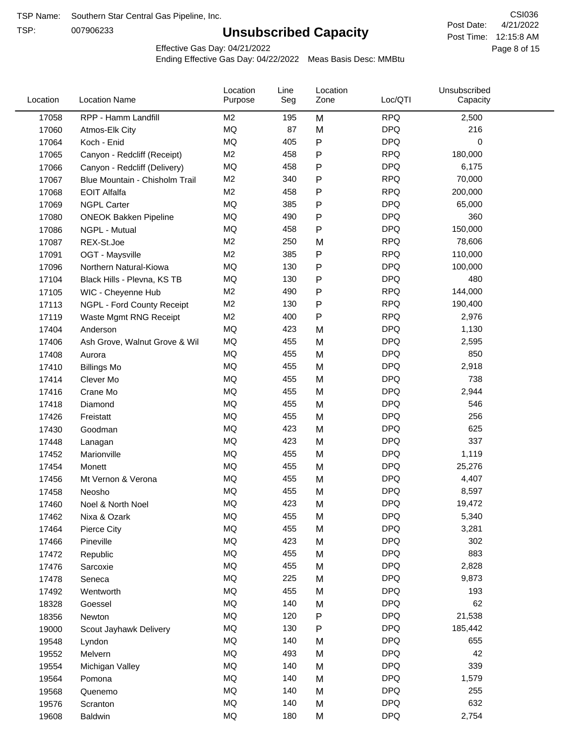TSP Name: Southern Star Central Gas Pipeline, Inc.
TSP: 007906233

# Unsubscribed Capacity

CSI036
Post Date: 4/21/2022
Post Time: 12:15:8 AM

Effective Gas Day: 04/21/2022
Ending Effective Gas Day: 04/22/2022 Meas Basis Desc: MMBtu

| Location | Location Name | Location Purpose | Line Seg | Location Zone | Loc/QTI | Unsubscribed Capacity |
|---|---|---|---|---|---|---|
| 17058 | RPP - Hamm Landfill | M2 | 195 | M | RPQ | 2,500 |
| 17060 | Atmos-Elk City | MQ | 87 | M | DPQ | 216 |
| 17064 | Koch - Enid | MQ | 405 | P | DPQ | 0 |
| 17065 | Canyon - Redcliff (Receipt) | M2 | 458 | P | RPQ | 180,000 |
| 17066 | Canyon - Redcliff (Delivery) | MQ | 458 | P | DPQ | 6,175 |
| 17067 | Blue Mountain - Chisholm Trail | M2 | 340 | P | RPQ | 70,000 |
| 17068 | EOIT Alfalfa | M2 | 458 | P | RPQ | 200,000 |
| 17069 | NGPL Carter | MQ | 385 | P | DPQ | 65,000 |
| 17080 | ONEOK Bakken Pipeline | MQ | 490 | P | DPQ | 360 |
| 17086 | NGPL - Mutual | MQ | 458 | P | DPQ | 150,000 |
| 17087 | REX-St.Joe | M2 | 250 | M | RPQ | 78,606 |
| 17091 | OGT - Maysville | M2 | 385 | P | RPQ | 110,000 |
| 17096 | Northern Natural-Kiowa | MQ | 130 | P | DPQ | 100,000 |
| 17104 | Black Hills - Plevna, KS TB | MQ | 130 | P | DPQ | 480 |
| 17105 | WIC - Cheyenne Hub | M2 | 490 | P | RPQ | 144,000 |
| 17113 | NGPL - Ford County Receipt | M2 | 130 | P | RPQ | 190,400 |
| 17119 | Waste Mgmt RNG Receipt | M2 | 400 | P | RPQ | 2,976 |
| 17404 | Anderson | MQ | 423 | M | DPQ | 1,130 |
| 17406 | Ash Grove, Walnut Grove & Wil | MQ | 455 | M | DPQ | 2,595 |
| 17408 | Aurora | MQ | 455 | M | DPQ | 850 |
| 17410 | Billings Mo | MQ | 455 | M | DPQ | 2,918 |
| 17414 | Clever Mo | MQ | 455 | M | DPQ | 738 |
| 17416 | Crane Mo | MQ | 455 | M | DPQ | 2,944 |
| 17418 | Diamond | MQ | 455 | M | DPQ | 546 |
| 17426 | Freistatt | MQ | 455 | M | DPQ | 256 |
| 17430 | Goodman | MQ | 423 | M | DPQ | 625 |
| 17448 | Lanagan | MQ | 423 | M | DPQ | 337 |
| 17452 | Marionville | MQ | 455 | M | DPQ | 1,119 |
| 17454 | Monett | MQ | 455 | M | DPQ | 25,276 |
| 17456 | Mt Vernon & Verona | MQ | 455 | M | DPQ | 4,407 |
| 17458 | Neosho | MQ | 455 | M | DPQ | 8,597 |
| 17460 | Noel & North Noel | MQ | 423 | M | DPQ | 19,472 |
| 17462 | Nixa & Ozark | MQ | 455 | M | DPQ | 5,340 |
| 17464 | Pierce City | MQ | 455 | M | DPQ | 3,281 |
| 17466 | Pineville | MQ | 423 | M | DPQ | 302 |
| 17472 | Republic | MQ | 455 | M | DPQ | 883 |
| 17476 | Sarcoxie | MQ | 455 | M | DPQ | 2,828 |
| 17478 | Seneca | MQ | 225 | M | DPQ | 9,873 |
| 17492 | Wentworth | MQ | 455 | M | DPQ | 193 |
| 18328 | Goessel | MQ | 140 | M | DPQ | 62 |
| 18356 | Newton | MQ | 120 | P | DPQ | 21,538 |
| 19000 | Scout Jayhawk Delivery | MQ | 130 | P | DPQ | 185,442 |
| 19548 | Lyndon | MQ | 140 | M | DPQ | 655 |
| 19552 | Melvern | MQ | 493 | M | DPQ | 42 |
| 19554 | Michigan Valley | MQ | 140 | M | DPQ | 339 |
| 19564 | Pomona | MQ | 140 | M | DPQ | 1,579 |
| 19568 | Quenemo | MQ | 140 | M | DPQ | 255 |
| 19576 | Scranton | MQ | 140 | M | DPQ | 632 |
| 19608 | Baldwin | MQ | 180 | M | DPQ | 2,754 |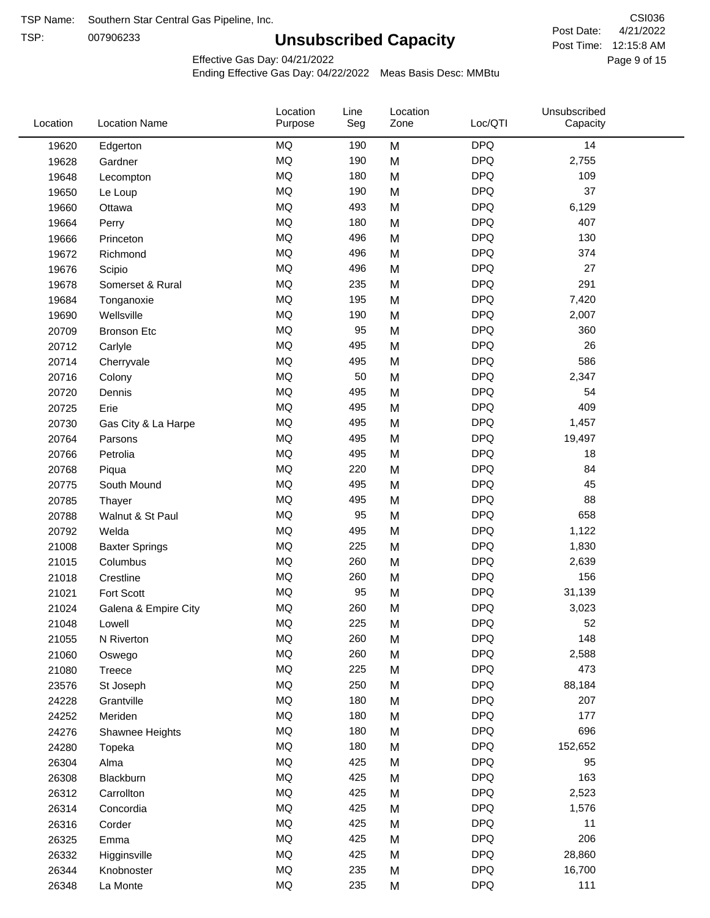TSP Name: Southern Star Central Gas Pipeline, Inc.

TSP: 007906233

# Unsubscribed Capacity

CSI036

Post Date: 4/21/2022

Post Time: 12:15:8 AM

Effective Gas Day: 04/21/2022

Ending Effective Gas Day: 04/22/2022 Meas Basis Desc: MMBtu

| Location | Location Name | Location Purpose | Line Seg | Location Zone | Loc/QTI | Unsubscribed Capacity |
|---|---|---|---|---|---|---|
| 19620 | Edgerton | MQ | 190 | M | DPQ | 14 |
| 19628 | Gardner | MQ | 190 | M | DPQ | 2,755 |
| 19648 | Lecompton | MQ | 180 | M | DPQ | 109 |
| 19650 | Le Loup | MQ | 190 | M | DPQ | 37 |
| 19660 | Ottawa | MQ | 493 | M | DPQ | 6,129 |
| 19664 | Perry | MQ | 180 | M | DPQ | 407 |
| 19666 | Princeton | MQ | 496 | M | DPQ | 130 |
| 19672 | Richmond | MQ | 496 | M | DPQ | 374 |
| 19676 | Scipio | MQ | 496 | M | DPQ | 27 |
| 19678 | Somerset & Rural | MQ | 235 | M | DPQ | 291 |
| 19684 | Tonganoxie | MQ | 195 | M | DPQ | 7,420 |
| 19690 | Wellsville | MQ | 190 | M | DPQ | 2,007 |
| 20709 | Bronson Etc | MQ | 95 | M | DPQ | 360 |
| 20712 | Carlyle | MQ | 495 | M | DPQ | 26 |
| 20714 | Cherryvale | MQ | 495 | M | DPQ | 586 |
| 20716 | Colony | MQ | 50 | M | DPQ | 2,347 |
| 20720 | Dennis | MQ | 495 | M | DPQ | 54 |
| 20725 | Erie | MQ | 495 | M | DPQ | 409 |
| 20730 | Gas City & La Harpe | MQ | 495 | M | DPQ | 1,457 |
| 20764 | Parsons | MQ | 495 | M | DPQ | 19,497 |
| 20766 | Petrolia | MQ | 495 | M | DPQ | 18 |
| 20768 | Piqua | MQ | 220 | M | DPQ | 84 |
| 20775 | South Mound | MQ | 495 | M | DPQ | 45 |
| 20785 | Thayer | MQ | 495 | M | DPQ | 88 |
| 20788 | Walnut & St Paul | MQ | 95 | M | DPQ | 658 |
| 20792 | Welda | MQ | 495 | M | DPQ | 1,122 |
| 21008 | Baxter Springs | MQ | 225 | M | DPQ | 1,830 |
| 21015 | Columbus | MQ | 260 | M | DPQ | 2,639 |
| 21018 | Crestline | MQ | 260 | M | DPQ | 156 |
| 21021 | Fort Scott | MQ | 95 | M | DPQ | 31,139 |
| 21024 | Galena & Empire City | MQ | 260 | M | DPQ | 3,023 |
| 21048 | Lowell | MQ | 225 | M | DPQ | 52 |
| 21055 | N Riverton | MQ | 260 | M | DPQ | 148 |
| 21060 | Oswego | MQ | 260 | M | DPQ | 2,588 |
| 21080 | Treece | MQ | 225 | M | DPQ | 473 |
| 23576 | St Joseph | MQ | 250 | M | DPQ | 88,184 |
| 24228 | Grantville | MQ | 180 | M | DPQ | 207 |
| 24252 | Meriden | MQ | 180 | M | DPQ | 177 |
| 24276 | Shawnee Heights | MQ | 180 | M | DPQ | 696 |
| 24280 | Topeka | MQ | 180 | M | DPQ | 152,652 |
| 26304 | Alma | MQ | 425 | M | DPQ | 95 |
| 26308 | Blackburn | MQ | 425 | M | DPQ | 163 |
| 26312 | Carrollton | MQ | 425 | M | DPQ | 2,523 |
| 26314 | Concordia | MQ | 425 | M | DPQ | 1,576 |
| 26316 | Corder | MQ | 425 | M | DPQ | 11 |
| 26325 | Emma | MQ | 425 | M | DPQ | 206 |
| 26332 | Higginsville | MQ | 425 | M | DPQ | 28,860 |
| 26344 | Knobnoster | MQ | 235 | M | DPQ | 16,700 |
| 26348 | La Monte | MQ | 235 | M | DPQ | 111 |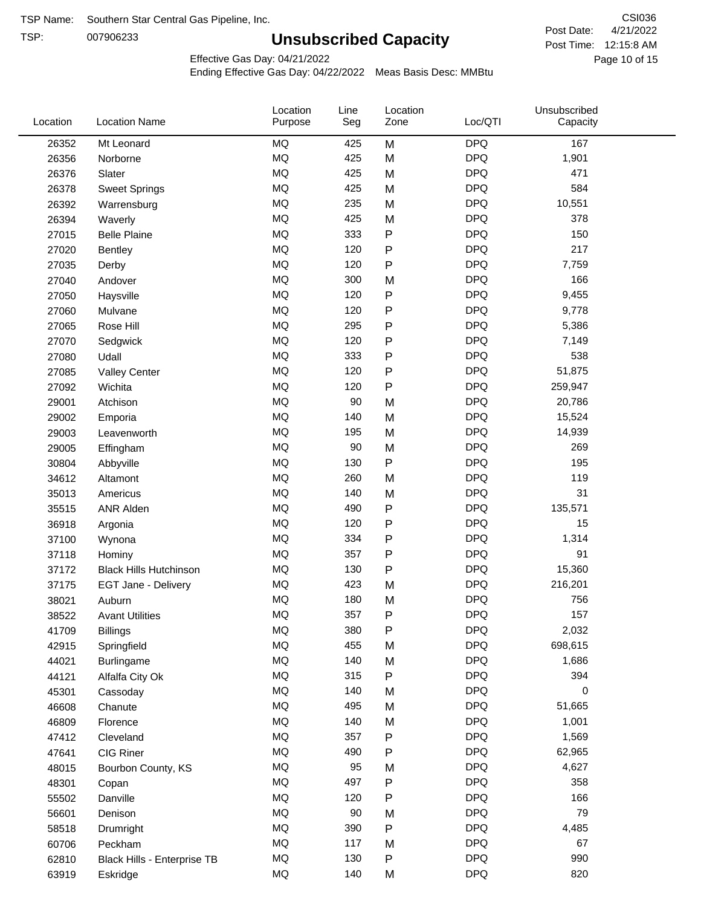TSP Name: Southern Star Central Gas Pipeline, Inc.

TSP: 007906233

# Unsubscribed Capacity

CSI036

Post Date: 4/21/2022

Post Time: 12:15:8 AM

Effective Gas Day: 04/21/2022

Ending Effective Gas Day: 04/22/2022 Meas Basis Desc: MMBtu

| Location | Location Name | Location Purpose | Line Seg | Location Zone | Loc/QTI | Unsubscribed Capacity |
|---|---|---|---|---|---|---|
| 26352 | Mt Leonard | MQ | 425 | M | DPQ | 167 |
| 26356 | Norborne | MQ | 425 | M | DPQ | 1,901 |
| 26376 | Slater | MQ | 425 | M | DPQ | 471 |
| 26378 | Sweet Springs | MQ | 425 | M | DPQ | 584 |
| 26392 | Warrensburg | MQ | 235 | M | DPQ | 10,551 |
| 26394 | Waverly | MQ | 425 | M | DPQ | 378 |
| 27015 | Belle Plaine | MQ | 333 | P | DPQ | 150 |
| 27020 | Bentley | MQ | 120 | P | DPQ | 217 |
| 27035 | Derby | MQ | 120 | P | DPQ | 7,759 |
| 27040 | Andover | MQ | 300 | M | DPQ | 166 |
| 27050 | Haysville | MQ | 120 | P | DPQ | 9,455 |
| 27060 | Mulvane | MQ | 120 | P | DPQ | 9,778 |
| 27065 | Rose Hill | MQ | 295 | P | DPQ | 5,386 |
| 27070 | Sedgwick | MQ | 120 | P | DPQ | 7,149 |
| 27080 | Udall | MQ | 333 | P | DPQ | 538 |
| 27085 | Valley Center | MQ | 120 | P | DPQ | 51,875 |
| 27092 | Wichita | MQ | 120 | P | DPQ | 259,947 |
| 29001 | Atchison | MQ | 90 | M | DPQ | 20,786 |
| 29002 | Emporia | MQ | 140 | M | DPQ | 15,524 |
| 29003 | Leavenworth | MQ | 195 | M | DPQ | 14,939 |
| 29005 | Effingham | MQ | 90 | M | DPQ | 269 |
| 30804 | Abbyville | MQ | 130 | P | DPQ | 195 |
| 34612 | Altamont | MQ | 260 | M | DPQ | 119 |
| 35013 | Americus | MQ | 140 | M | DPQ | 31 |
| 35515 | ANR Alden | MQ | 490 | P | DPQ | 135,571 |
| 36918 | Argonia | MQ | 120 | P | DPQ | 15 |
| 37100 | Wynona | MQ | 334 | P | DPQ | 1,314 |
| 37118 | Hominy | MQ | 357 | P | DPQ | 91 |
| 37172 | Black Hills Hutchinson | MQ | 130 | P | DPQ | 15,360 |
| 37175 | EGT Jane - Delivery | MQ | 423 | M | DPQ | 216,201 |
| 38021 | Auburn | MQ | 180 | M | DPQ | 756 |
| 38522 | Avant Utilities | MQ | 357 | P | DPQ | 157 |
| 41709 | Billings | MQ | 380 | P | DPQ | 2,032 |
| 42915 | Springfield | MQ | 455 | M | DPQ | 698,615 |
| 44021 | Burlingame | MQ | 140 | M | DPQ | 1,686 |
| 44121 | Alfalfa City Ok | MQ | 315 | P | DPQ | 394 |
| 45301 | Cassoday | MQ | 140 | M | DPQ | 0 |
| 46608 | Chanute | MQ | 495 | M | DPQ | 51,665 |
| 46809 | Florence | MQ | 140 | M | DPQ | 1,001 |
| 47412 | Cleveland | MQ | 357 | P | DPQ | 1,569 |
| 47641 | CIG Riner | MQ | 490 | P | DPQ | 62,965 |
| 48015 | Bourbon County, KS | MQ | 95 | M | DPQ | 4,627 |
| 48301 | Copan | MQ | 497 | P | DPQ | 358 |
| 55502 | Danville | MQ | 120 | P | DPQ | 166 |
| 56601 | Denison | MQ | 90 | M | DPQ | 79 |
| 58518 | Drumright | MQ | 390 | P | DPQ | 4,485 |
| 60706 | Peckham | MQ | 117 | M | DPQ | 67 |
| 62810 | Black Hills - Enterprise TB | MQ | 130 | P | DPQ | 990 |
| 63919 | Eskridge | MQ | 140 | M | DPQ | 820 |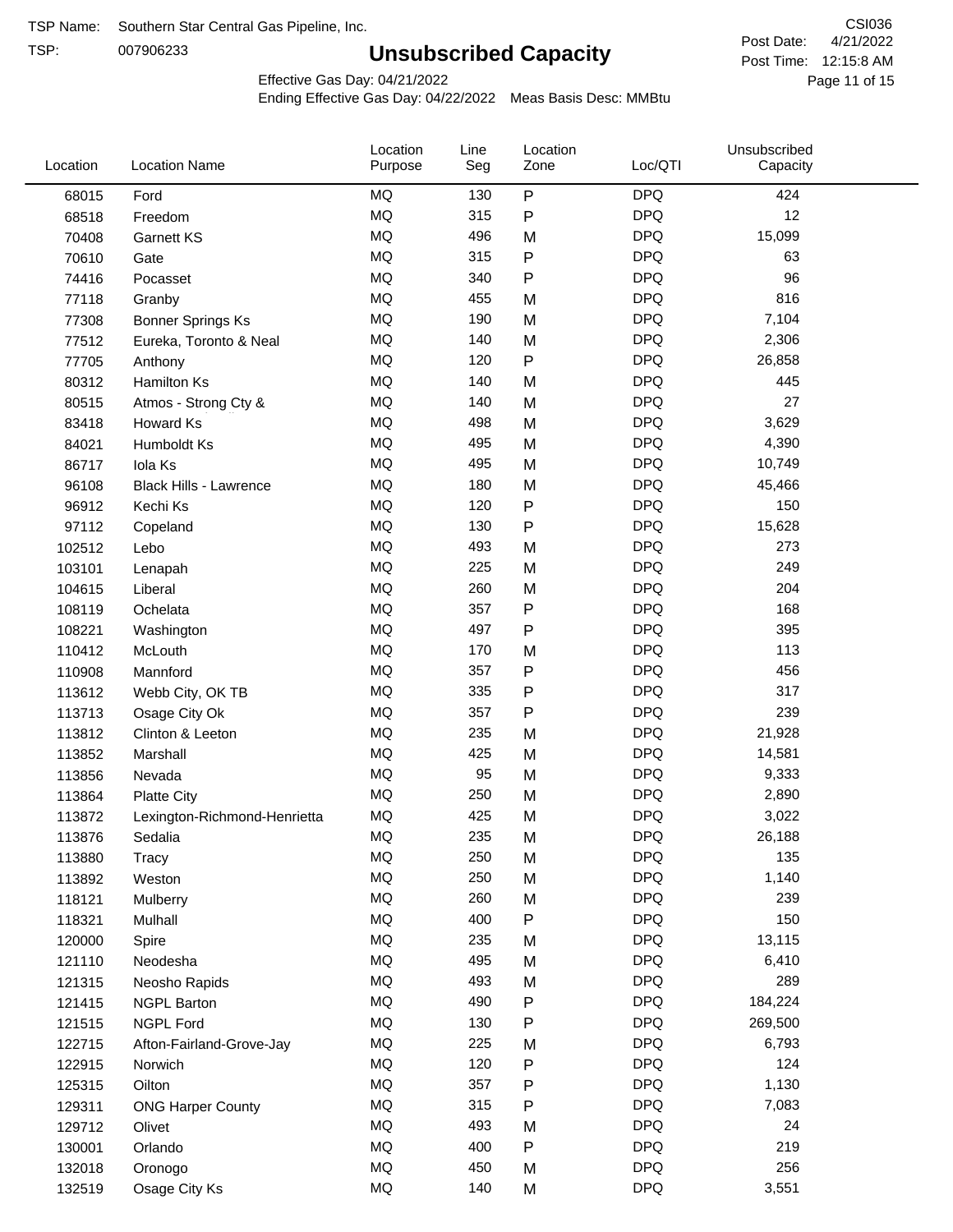TSP Name: Southern Star Central Gas Pipeline, Inc.
TSP: 007906233

# Unsubscribed Capacity

CSI036
Post Date: 4/21/2022
Post Time: 12:15:8 AM

Effective Gas Day: 04/21/2022
Ending Effective Gas Day: 04/22/2022 Meas Basis Desc: MMBtu

| Location | Location Name | Location Purpose | Line Seg | Location Zone | Loc/QTI | Unsubscribed Capacity |
|---|---|---|---|---|---|---|
| 68015 | Ford | MQ | 130 | P | DPQ | 424 |
| 68518 | Freedom | MQ | 315 | P | DPQ | 12 |
| 70408 | Garnett KS | MQ | 496 | M | DPQ | 15,099 |
| 70610 | Gate | MQ | 315 | P | DPQ | 63 |
| 74416 | Pocasset | MQ | 340 | P | DPQ | 96 |
| 77118 | Granby | MQ | 455 | M | DPQ | 816 |
| 77308 | Bonner Springs Ks | MQ | 190 | M | DPQ | 7,104 |
| 77512 | Eureka, Toronto & Neal | MQ | 140 | M | DPQ | 2,306 |
| 77705 | Anthony | MQ | 120 | P | DPQ | 26,858 |
| 80312 | Hamilton Ks | MQ | 140 | M | DPQ | 445 |
| 80515 | Atmos - Strong Cty & | MQ | 140 | M | DPQ | 27 |
| 83418 | Howard Ks | MQ | 498 | M | DPQ | 3,629 |
| 84021 | Humboldt Ks | MQ | 495 | M | DPQ | 4,390 |
| 86717 | Iola Ks | MQ | 495 | M | DPQ | 10,749 |
| 96108 | Black Hills - Lawrence | MQ | 180 | M | DPQ | 45,466 |
| 96912 | Kechi Ks | MQ | 120 | P | DPQ | 150 |
| 97112 | Copeland | MQ | 130 | P | DPQ | 15,628 |
| 102512 | Lebo | MQ | 493 | M | DPQ | 273 |
| 103101 | Lenapah | MQ | 225 | M | DPQ | 249 |
| 104615 | Liberal | MQ | 260 | M | DPQ | 204 |
| 108119 | Ochelata | MQ | 357 | P | DPQ | 168 |
| 108221 | Washington | MQ | 497 | P | DPQ | 395 |
| 110412 | McLouth | MQ | 170 | M | DPQ | 113 |
| 110908 | Mannford | MQ | 357 | P | DPQ | 456 |
| 113612 | Webb City, OK TB | MQ | 335 | P | DPQ | 317 |
| 113713 | Osage City Ok | MQ | 357 | P | DPQ | 239 |
| 113812 | Clinton & Leeton | MQ | 235 | M | DPQ | 21,928 |
| 113852 | Marshall | MQ | 425 | M | DPQ | 14,581 |
| 113856 | Nevada | MQ | 95 | M | DPQ | 9,333 |
| 113864 | Platte City | MQ | 250 | M | DPQ | 2,890 |
| 113872 | Lexington-Richmond-Henrietta | MQ | 425 | M | DPQ | 3,022 |
| 113876 | Sedalia | MQ | 235 | M | DPQ | 26,188 |
| 113880 | Tracy | MQ | 250 | M | DPQ | 135 |
| 113892 | Weston | MQ | 250 | M | DPQ | 1,140 |
| 118121 | Mulberry | MQ | 260 | M | DPQ | 239 |
| 118321 | Mulhall | MQ | 400 | P | DPQ | 150 |
| 120000 | Spire | MQ | 235 | M | DPQ | 13,115 |
| 121110 | Neodesha | MQ | 495 | M | DPQ | 6,410 |
| 121315 | Neosho Rapids | MQ | 493 | M | DPQ | 289 |
| 121415 | NGPL Barton | MQ | 490 | P | DPQ | 184,224 |
| 121515 | NGPL Ford | MQ | 130 | P | DPQ | 269,500 |
| 122715 | Afton-Fairland-Grove-Jay | MQ | 225 | M | DPQ | 6,793 |
| 122915 | Norwich | MQ | 120 | P | DPQ | 124 |
| 125315 | Oilton | MQ | 357 | P | DPQ | 1,130 |
| 129311 | ONG Harper County | MQ | 315 | P | DPQ | 7,083 |
| 129712 | Olivet | MQ | 493 | M | DPQ | 24 |
| 130001 | Orlando | MQ | 400 | P | DPQ | 219 |
| 132018 | Oronogo | MQ | 450 | M | DPQ | 256 |
| 132519 | Osage City Ks | MQ | 140 | M | DPQ | 3,551 |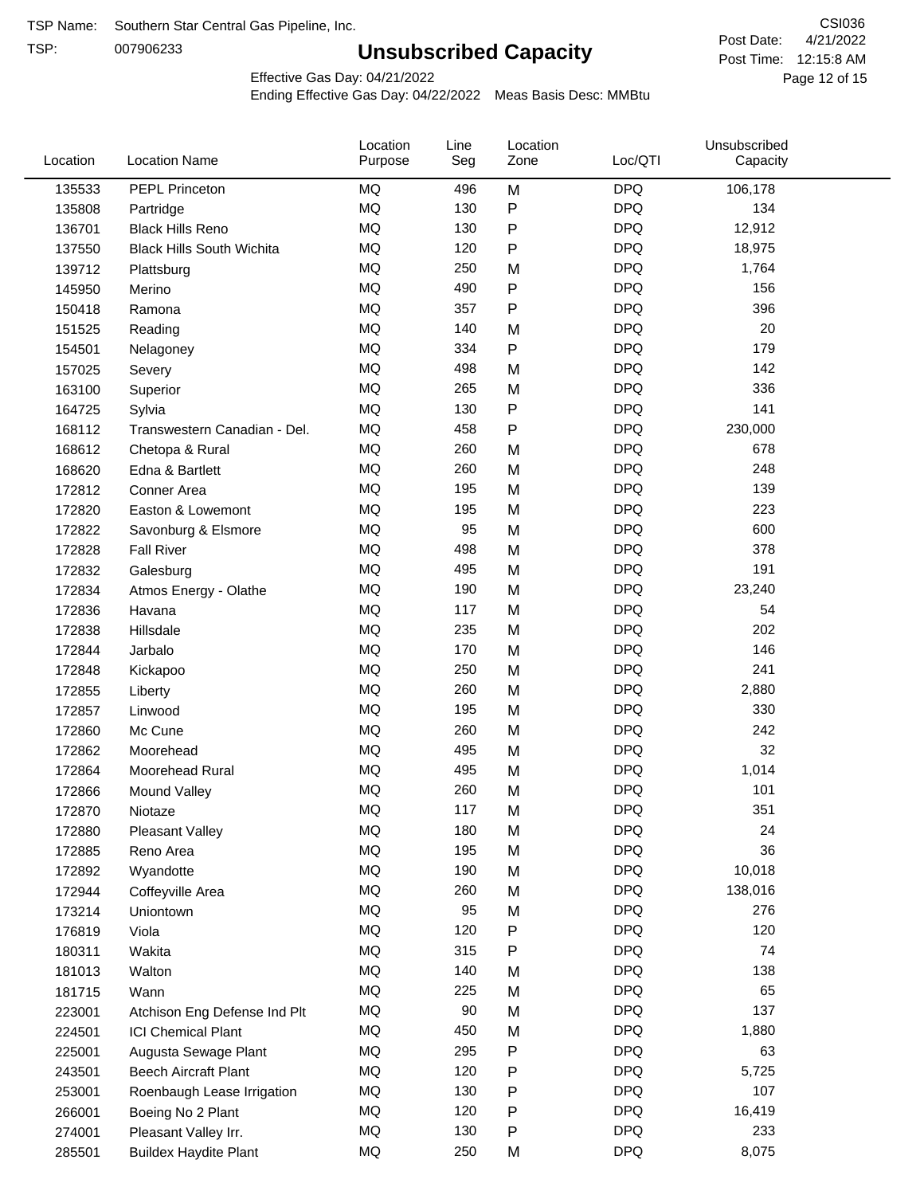TSP Name: Southern Star Central Gas Pipeline, Inc.

TSP: 007906233

# Unsubscribed Capacity

CSI036

Post Date: 4/21/2022

Post Time: 12:15:8 AM

Effective Gas Day: 04/21/2022

Ending Effective Gas Day: 04/22/2022 Meas Basis Desc: MMBtu

| Location | Location Name | Location Purpose | Line Seg | Location Zone | Loc/QTI | Unsubscribed Capacity |
|---|---|---|---|---|---|---|
| 135533 | PEPL Princeton | MQ | 496 | M | DPQ | 106,178 |
| 135808 | Partridge | MQ | 130 | P | DPQ | 134 |
| 136701 | Black Hills Reno | MQ | 130 | P | DPQ | 12,912 |
| 137550 | Black Hills South Wichita | MQ | 120 | P | DPQ | 18,975 |
| 139712 | Plattsburg | MQ | 250 | M | DPQ | 1,764 |
| 145950 | Merino | MQ | 490 | P | DPQ | 156 |
| 150418 | Ramona | MQ | 357 | P | DPQ | 396 |
| 151525 | Reading | MQ | 140 | M | DPQ | 20 |
| 154501 | Nelagoney | MQ | 334 | P | DPQ | 179 |
| 157025 | Severy | MQ | 498 | M | DPQ | 142 |
| 163100 | Superior | MQ | 265 | M | DPQ | 336 |
| 164725 | Sylvia | MQ | 130 | P | DPQ | 141 |
| 168112 | Transwestern Canadian - Del. | MQ | 458 | P | DPQ | 230,000 |
| 168612 | Chetopa & Rural | MQ | 260 | M | DPQ | 678 |
| 168620 | Edna & Bartlett | MQ | 260 | M | DPQ | 248 |
| 172812 | Conner Area | MQ | 195 | M | DPQ | 139 |
| 172820 | Easton & Lowemont | MQ | 195 | M | DPQ | 223 |
| 172822 | Savonburg & Elsmore | MQ | 95 | M | DPQ | 600 |
| 172828 | Fall River | MQ | 498 | M | DPQ | 378 |
| 172832 | Galesburg | MQ | 495 | M | DPQ | 191 |
| 172834 | Atmos Energy - Olathe | MQ | 190 | M | DPQ | 23,240 |
| 172836 | Havana | MQ | 117 | M | DPQ | 54 |
| 172838 | Hillsdale | MQ | 235 | M | DPQ | 202 |
| 172844 | Jarbalo | MQ | 170 | M | DPQ | 146 |
| 172848 | Kickapoo | MQ | 250 | M | DPQ | 241 |
| 172855 | Liberty | MQ | 260 | M | DPQ | 2,880 |
| 172857 | Linwood | MQ | 195 | M | DPQ | 330 |
| 172860 | Mc Cune | MQ | 260 | M | DPQ | 242 |
| 172862 | Moorehead | MQ | 495 | M | DPQ | 32 |
| 172864 | Moorehead Rural | MQ | 495 | M | DPQ | 1,014 |
| 172866 | Mound Valley | MQ | 260 | M | DPQ | 101 |
| 172870 | Niotaze | MQ | 117 | M | DPQ | 351 |
| 172880 | Pleasant Valley | MQ | 180 | M | DPQ | 24 |
| 172885 | Reno Area | MQ | 195 | M | DPQ | 36 |
| 172892 | Wyandotte | MQ | 190 | M | DPQ | 10,018 |
| 172944 | Coffeyville Area | MQ | 260 | M | DPQ | 138,016 |
| 173214 | Uniontown | MQ | 95 | M | DPQ | 276 |
| 176819 | Viola | MQ | 120 | P | DPQ | 120 |
| 180311 | Wakita | MQ | 315 | P | DPQ | 74 |
| 181013 | Walton | MQ | 140 | M | DPQ | 138 |
| 181715 | Wann | MQ | 225 | M | DPQ | 65 |
| 223001 | Atchison Eng Defense Ind Plt | MQ | 90 | M | DPQ | 137 |
| 224501 | ICI Chemical Plant | MQ | 450 | M | DPQ | 1,880 |
| 225001 | Augusta Sewage Plant | MQ | 295 | P | DPQ | 63 |
| 243501 | Beech Aircraft Plant | MQ | 120 | P | DPQ | 5,725 |
| 253001 | Roenbaugh Lease Irrigation | MQ | 130 | P | DPQ | 107 |
| 266001 | Boeing No 2 Plant | MQ | 120 | P | DPQ | 16,419 |
| 274001 | Pleasant Valley Irr. | MQ | 130 | P | DPQ | 233 |
| 285501 | Buildex Haydite Plant | MQ | 250 | M | DPQ | 8,075 |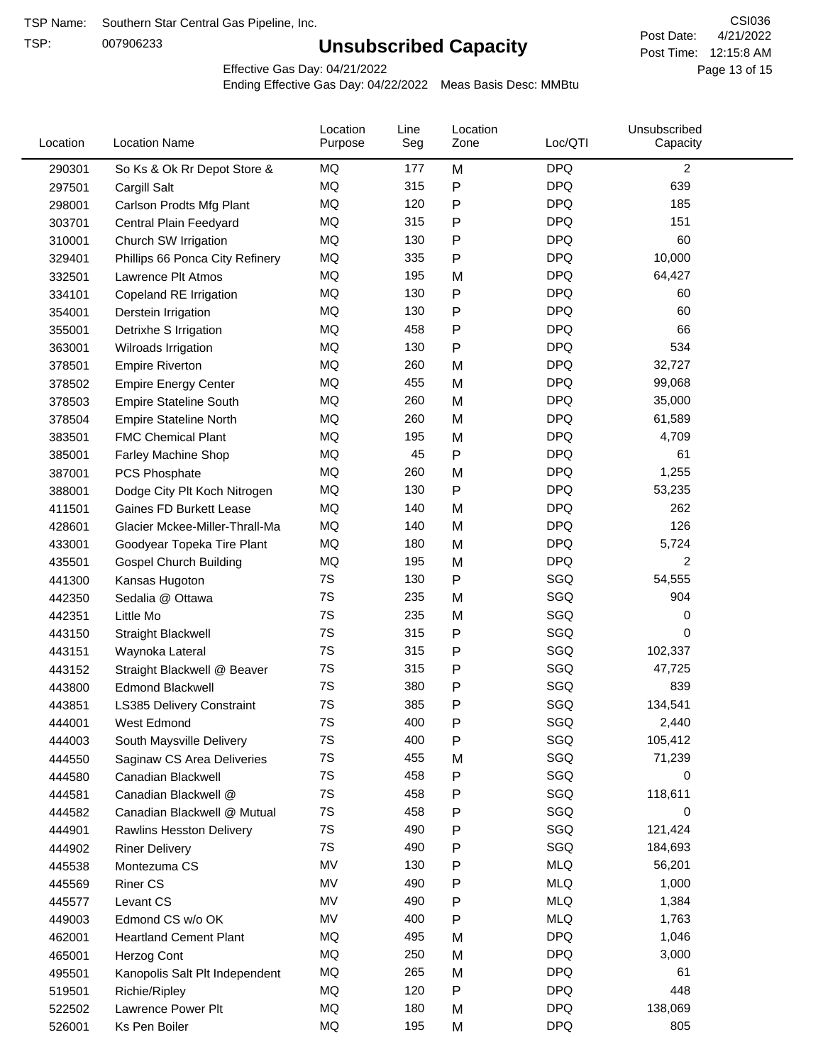TSP Name: Southern Star Central Gas Pipeline, Inc.
TSP: 007906233

# Unsubscribed Capacity

CSI036
Post Date: 4/21/2022
Post Time: 12:15:8 AM

Effective Gas Day: 04/21/2022
Ending Effective Gas Day: 04/22/2022 Meas Basis Desc: MMBtu

| Location | Location Name | Location Purpose | Line Seg | Location Zone | Loc/QTI | Unsubscribed Capacity |
|---|---|---|---|---|---|---|
| 290301 | So Ks & Ok Rr Depot Store & | MQ | 177 | M | DPQ | 2 |
| 297501 | Cargill Salt | MQ | 315 | P | DPQ | 639 |
| 298001 | Carlson Prodts Mfg Plant | MQ | 120 | P | DPQ | 185 |
| 303701 | Central Plain Feedyard | MQ | 315 | P | DPQ | 151 |
| 310001 | Church SW Irrigation | MQ | 130 | P | DPQ | 60 |
| 329401 | Phillips 66 Ponca City Refinery | MQ | 335 | P | DPQ | 10,000 |
| 332501 | Lawrence Plt Atmos | MQ | 195 | M | DPQ | 64,427 |
| 334101 | Copeland RE Irrigation | MQ | 130 | P | DPQ | 60 |
| 354001 | Derstein Irrigation | MQ | 130 | P | DPQ | 60 |
| 355001 | Detrixhe S Irrigation | MQ | 458 | P | DPQ | 66 |
| 363001 | Wilroads Irrigation | MQ | 130 | P | DPQ | 534 |
| 378501 | Empire Riverton | MQ | 260 | M | DPQ | 32,727 |
| 378502 | Empire Energy Center | MQ | 455 | M | DPQ | 99,068 |
| 378503 | Empire Stateline South | MQ | 260 | M | DPQ | 35,000 |
| 378504 | Empire Stateline North | MQ | 260 | M | DPQ | 61,589 |
| 383501 | FMC Chemical Plant | MQ | 195 | M | DPQ | 4,709 |
| 385001 | Farley Machine Shop | MQ | 45 | P | DPQ | 61 |
| 387001 | PCS Phosphate | MQ | 260 | M | DPQ | 1,255 |
| 388001 | Dodge City Plt Koch Nitrogen | MQ | 130 | P | DPQ | 53,235 |
| 411501 | Gaines FD Burkett Lease | MQ | 140 | M | DPQ | 262 |
| 428601 | Glacier Mckee-Miller-Thrall-Ma | MQ | 140 | M | DPQ | 126 |
| 433001 | Goodyear Topeka Tire Plant | MQ | 180 | M | DPQ | 5,724 |
| 435501 | Gospel Church Building | MQ | 195 | M | DPQ | 2 |
| 441300 | Kansas Hugoton | 7S | 130 | P | SGQ | 54,555 |
| 442350 | Sedalia @ Ottawa | 7S | 235 | M | SGQ | 904 |
| 442351 | Little Mo | 7S | 235 | M | SGQ | 0 |
| 443150 | Straight Blackwell | 7S | 315 | P | SGQ | 0 |
| 443151 | Waynoka Lateral | 7S | 315 | P | SGQ | 102,337 |
| 443152 | Straight Blackwell @ Beaver | 7S | 315 | P | SGQ | 47,725 |
| 443800 | Edmond Blackwell | 7S | 380 | P | SGQ | 839 |
| 443851 | LS385 Delivery Constraint | 7S | 385 | P | SGQ | 134,541 |
| 444001 | West Edmond | 7S | 400 | P | SGQ | 2,440 |
| 444003 | South Maysville Delivery | 7S | 400 | P | SGQ | 105,412 |
| 444550 | Saginaw CS Area Deliveries | 7S | 455 | M | SGQ | 71,239 |
| 444580 | Canadian Blackwell | 7S | 458 | P | SGQ | 0 |
| 444581 | Canadian Blackwell @ | 7S | 458 | P | SGQ | 118,611 |
| 444582 | Canadian Blackwell @ Mutual | 7S | 458 | P | SGQ | 0 |
| 444901 | Rawlins Hesston Delivery | 7S | 490 | P | SGQ | 121,424 |
| 444902 | Riner Delivery | 7S | 490 | P | SGQ | 184,693 |
| 445538 | Montezuma CS | MV | 130 | P | MLQ | 56,201 |
| 445569 | Riner CS | MV | 490 | P | MLQ | 1,000 |
| 445577 | Levant CS | MV | 490 | P | MLQ | 1,384 |
| 449003 | Edmond CS w/o OK | MV | 400 | P | MLQ | 1,763 |
| 462001 | Heartland Cement Plant | MQ | 495 | M | DPQ | 1,046 |
| 465001 | Herzog Cont | MQ | 250 | M | DPQ | 3,000 |
| 495501 | Kanopolis Salt Plt Independent | MQ | 265 | M | DPQ | 61 |
| 519501 | Richie/Ripley | MQ | 120 | P | DPQ | 448 |
| 522502 | Lawrence Power Plt | MQ | 180 | M | DPQ | 138,069 |
| 526001 | Ks Pen Boiler | MQ | 195 | M | DPQ | 805 |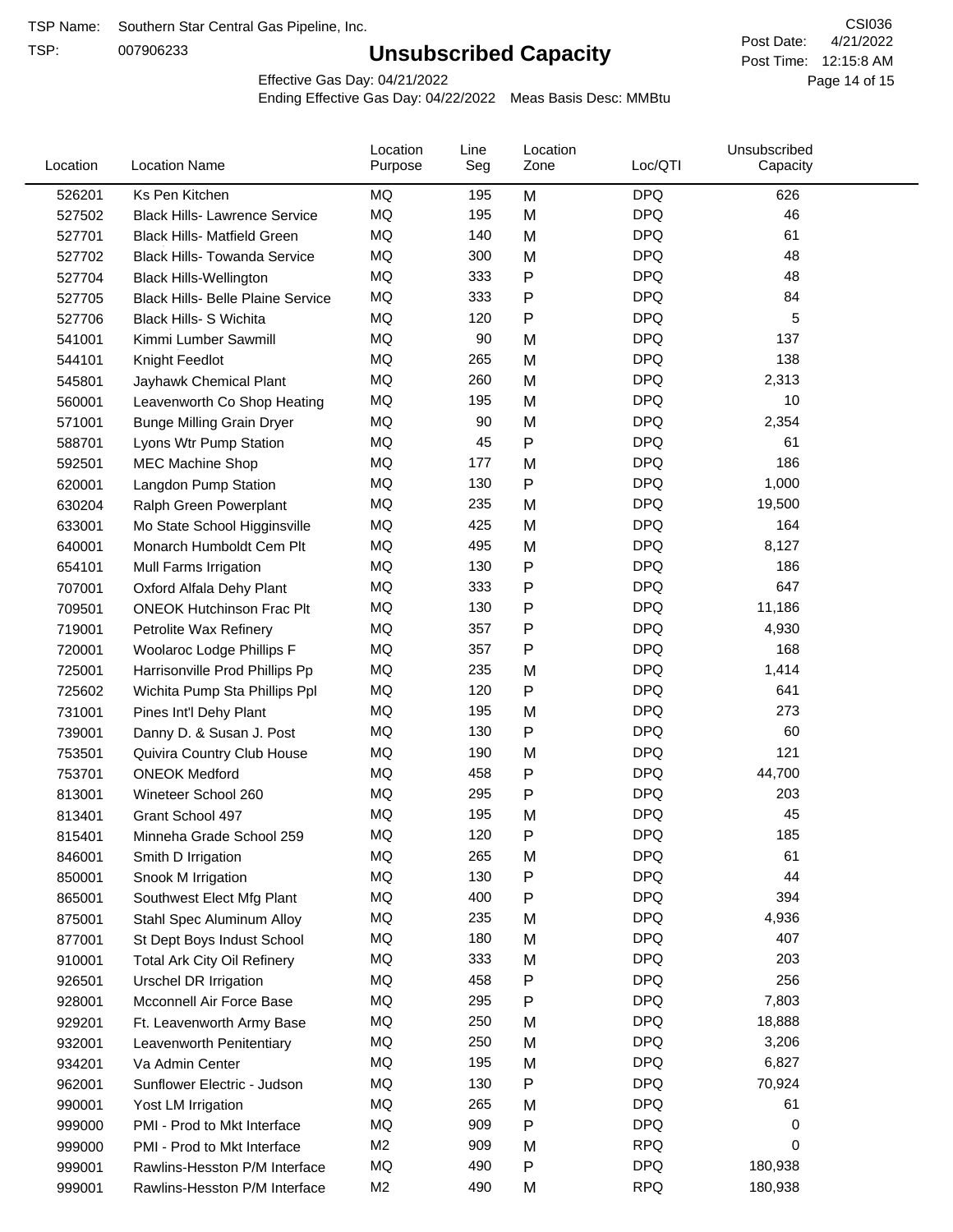TSP Name: Southern Star Central Gas Pipeline, Inc.

TSP: 007906233

# Unsubscribed Capacity

CSI036

Post Date: 4/21/2022

Post Time: 12:15:8 AM

Effective Gas Day: 04/21/2022

Ending Effective Gas Day: 04/22/2022 Meas Basis Desc: MMBtu

| Location | Location Name | Location Purpose | Line Seg | Location Zone | Loc/QTI | Unsubscribed Capacity |
|---|---|---|---|---|---|---|
| 526201 | Ks Pen Kitchen | MQ | 195 | M | DPQ | 626 |
| 527502 | Black Hills- Lawrence Service | MQ | 195 | M | DPQ | 46 |
| 527701 | Black Hills- Matfield Green | MQ | 140 | M | DPQ | 61 |
| 527702 | Black Hills- Towanda Service | MQ | 300 | M | DPQ | 48 |
| 527704 | Black Hills-Wellington | MQ | 333 | P | DPQ | 48 |
| 527705 | Black Hills- Belle Plaine Service | MQ | 333 | P | DPQ | 84 |
| 527706 | Black Hills- S Wichita | MQ | 120 | P | DPQ | 5 |
| 541001 | Kimmi Lumber Sawmill | MQ | 90 | M | DPQ | 137 |
| 544101 | Knight Feedlot | MQ | 265 | M | DPQ | 138 |
| 545801 | Jayhawk Chemical Plant | MQ | 260 | M | DPQ | 2,313 |
| 560001 | Leavenworth Co Shop Heating | MQ | 195 | M | DPQ | 10 |
| 571001 | Bunge Milling Grain Dryer | MQ | 90 | M | DPQ | 2,354 |
| 588701 | Lyons Wtr Pump Station | MQ | 45 | P | DPQ | 61 |
| 592501 | MEC Machine Shop | MQ | 177 | M | DPQ | 186 |
| 620001 | Langdon Pump Station | MQ | 130 | P | DPQ | 1,000 |
| 630204 | Ralph Green Powerplant | MQ | 235 | M | DPQ | 19,500 |
| 633001 | Mo State School Higginsville | MQ | 425 | M | DPQ | 164 |
| 640001 | Monarch Humboldt Cem Plt | MQ | 495 | M | DPQ | 8,127 |
| 654101 | Mull Farms Irrigation | MQ | 130 | P | DPQ | 186 |
| 707001 | Oxford Alfala Dehy Plant | MQ | 333 | P | DPQ | 647 |
| 709501 | ONEOK Hutchinson Frac Plt | MQ | 130 | P | DPQ | 11,186 |
| 719001 | Petrolite Wax Refinery | MQ | 357 | P | DPQ | 4,930 |
| 720001 | Woolaroc Lodge Phillips F | MQ | 357 | P | DPQ | 168 |
| 725001 | Harrisonville Prod Phillips Pp | MQ | 235 | M | DPQ | 1,414 |
| 725602 | Wichita Pump Sta Phillips Ppl | MQ | 120 | P | DPQ | 641 |
| 731001 | Pines Int'l Dehy Plant | MQ | 195 | M | DPQ | 273 |
| 739001 | Danny D. & Susan J. Post | MQ | 130 | P | DPQ | 60 |
| 753501 | Quivira Country Club House | MQ | 190 | M | DPQ | 121 |
| 753701 | ONEOK Medford | MQ | 458 | P | DPQ | 44,700 |
| 813001 | Wineteer School 260 | MQ | 295 | P | DPQ | 203 |
| 813401 | Grant School 497 | MQ | 195 | M | DPQ | 45 |
| 815401 | Minneha Grade School 259 | MQ | 120 | P | DPQ | 185 |
| 846001 | Smith D Irrigation | MQ | 265 | M | DPQ | 61 |
| 850001 | Snook M Irrigation | MQ | 130 | P | DPQ | 44 |
| 865001 | Southwest Elect Mfg Plant | MQ | 400 | P | DPQ | 394 |
| 875001 | Stahl Spec Aluminum Alloy | MQ | 235 | M | DPQ | 4,936 |
| 877001 | St Dept Boys Indust School | MQ | 180 | M | DPQ | 407 |
| 910001 | Total Ark City Oil Refinery | MQ | 333 | M | DPQ | 203 |
| 926501 | Urschel DR Irrigation | MQ | 458 | P | DPQ | 256 |
| 928001 | Mcconnell Air Force Base | MQ | 295 | P | DPQ | 7,803 |
| 929201 | Ft. Leavenworth Army Base | MQ | 250 | M | DPQ | 18,888 |
| 932001 | Leavenworth Penitentiary | MQ | 250 | M | DPQ | 3,206 |
| 934201 | Va Admin Center | MQ | 195 | M | DPQ | 6,827 |
| 962001 | Sunflower Electric - Judson | MQ | 130 | P | DPQ | 70,924 |
| 990001 | Yost LM Irrigation | MQ | 265 | M | DPQ | 61 |
| 999000 | PMI - Prod to Mkt Interface | MQ | 909 | P | DPQ | 0 |
| 999000 | PMI - Prod to Mkt Interface | M2 | 909 | M | RPQ | 0 |
| 999001 | Rawlins-Hesston P/M Interface | MQ | 490 | P | DPQ | 180,938 |
| 999001 | Rawlins-Hesston P/M Interface | M2 | 490 | M | RPQ | 180,938 |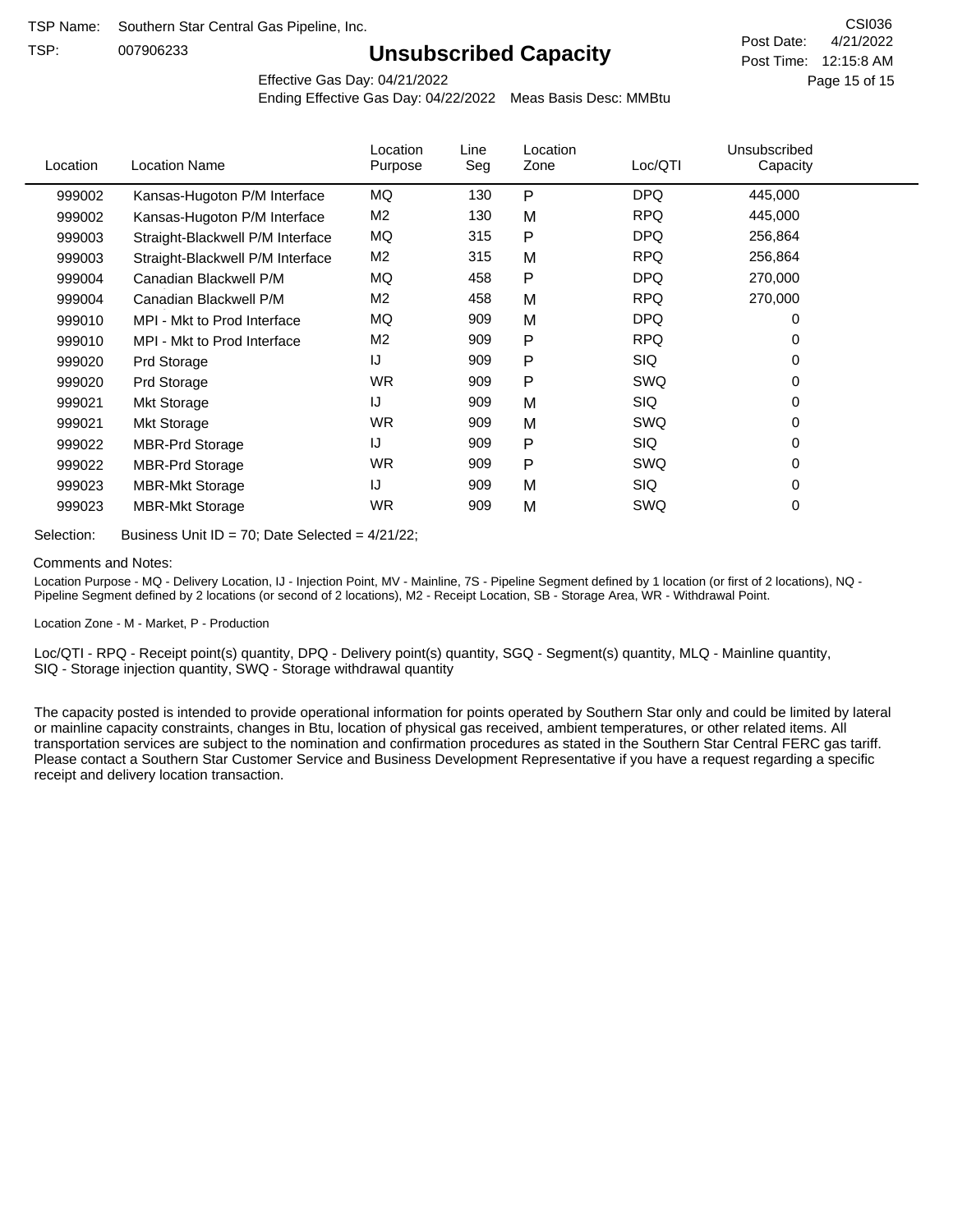TSP Name: Southern Star Central Gas Pipeline, Inc.

TSP: 007906233

# Unsubscribed Capacity

CSI036

Post Date: 4/21/2022

Post Time: 12:15:8 AM

Effective Gas Day: 04/21/2022

Ending Effective Gas Day: 04/22/2022 Meas Basis Desc: MMBtu

| Location | Location Name | Location Purpose | Line Seg | Location Zone | Loc/QTI | Unsubscribed Capacity |
|---|---|---|---|---|---|---|
| 999002 | Kansas-Hugoton P/M Interface | MQ | 130 | P | DPQ | 445,000 |
| 999002 | Kansas-Hugoton P/M Interface | M2 | 130 | M | RPQ | 445,000 |
| 999003 | Straight-Blackwell P/M Interface | MQ | 315 | P | DPQ | 256,864 |
| 999003 | Straight-Blackwell P/M Interface | M2 | 315 | M | RPQ | 256,864 |
| 999004 | Canadian Blackwell P/M | MQ | 458 | P | DPQ | 270,000 |
| 999004 | Canadian Blackwell P/M | M2 | 458 | M | RPQ | 270,000 |
| 999010 | MPI - Mkt to Prod Interface | MQ | 909 | M | DPQ | 0 |
| 999010 | MPI - Mkt to Prod Interface | M2 | 909 | P | RPQ | 0 |
| 999020 | Prd Storage | IJ | 909 | P | SIQ | 0 |
| 999020 | Prd Storage | WR | 909 | P | SWQ | 0 |
| 999021 | Mkt Storage | IJ | 909 | M | SIQ | 0 |
| 999021 | Mkt Storage | WR | 909 | M | SWQ | 0 |
| 999022 | MBR-Prd Storage | IJ | 909 | P | SIQ | 0 |
| 999022 | MBR-Prd Storage | WR | 909 | P | SWQ | 0 |
| 999023 | MBR-Mkt Storage | IJ | 909 | M | SIQ | 0 |
| 999023 | MBR-Mkt Storage | WR | 909 | M | SWQ | 0 |

Selection: Business Unit ID = 70; Date Selected = 4/21/22;

Comments and Notes:

Location Purpose - MQ - Delivery Location, IJ - Injection Point, MV - Mainline, 7S - Pipeline Segment defined by 1 location (or first of 2 locations), NQ - Pipeline Segment defined by 2 locations (or second of 2 locations), M2 - Receipt Location, SB - Storage Area, WR - Withdrawal Point.

Location Zone - M - Market, P - Production

Loc/QTI - RPQ - Receipt point(s) quantity, DPQ - Delivery point(s) quantity, SGQ - Segment(s) quantity, MLQ - Mainline quantity, SIQ - Storage injection quantity, SWQ - Storage withdrawal quantity

The capacity posted is intended to provide operational information for points operated by Southern Star only and could be limited by lateral or mainline capacity constraints, changes in Btu, location of physical gas received, ambient temperatures, or other related items. All transportation services are subject to the nomination and confirmation procedures as stated in the Southern Star Central FERC gas tariff. Please contact a Southern Star Customer Service and Business Development Representative if you have a request regarding a specific receipt and delivery location transaction.